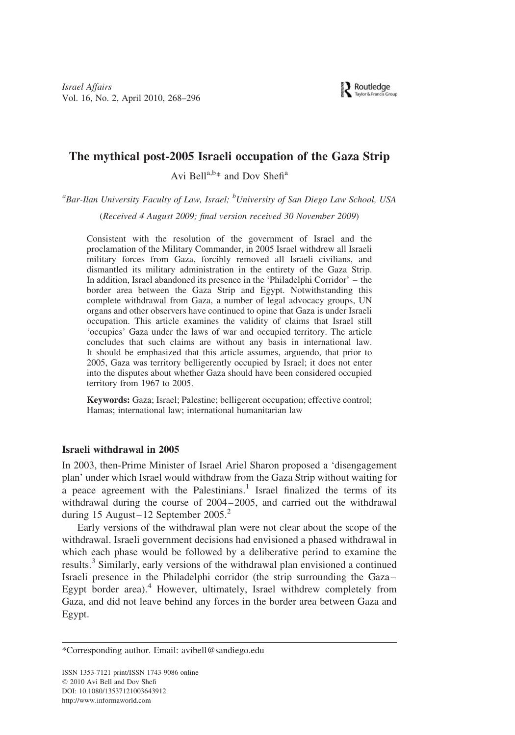# The mythical post-2005 Israeli occupation of the Gaza Strip

Avi Bell[a,b]* and Dov Shefi[a]

[a]*Bar-Ilan University Faculty of Law, Israel;* [b]*University of San Diego Law School, USA*

(*Received 4 August 2009; final version received 30 November 2009*)

> Consistent with the resolution of the government of Israel and the proclamation of the Military Commander, in 2005 Israel withdrew all Israeli military forces from Gaza, forcibly removed all Israeli civilians, and dismantled its military administration in the entirety of the Gaza Strip. In addition, Israel abandoned its presence in the 'Philadelphi Corridor' – the border area between the Gaza Strip and Egypt. Notwithstanding this complete withdrawal from Gaza, a number of legal advocacy groups, UN organs and other observers have continued to opine that Gaza is under Israeli occupation. This article examines the validity of claims that Israel still 'occupies' Gaza under the laws of war and occupied territory. The article concludes that such claims are without any basis in international law. It should be emphasized that this article assumes, arguendo, that prior to 2005, Gaza was territory belligerently occupied by Israel; it does not enter into the disputes about whether Gaza should have been considered occupied territory from 1967 to 2005.
>
> **Keywords:** Gaza; Israel; Palestine; belligerent occupation; effective control; Hamas; international law; international humanitarian law

## Israeli withdrawal in 2005

In 2003, then-Prime Minister of Israel Ariel Sharon proposed a 'disengagement plan' under which Israel would withdraw from the Gaza Strip without waiting for a peace agreement with the Palestinians.[1] Israel finalized the terms of its withdrawal during the course of 2004–2005, and carried out the withdrawal during 15 August–12 September 2005.[2]

Early versions of the withdrawal plan were not clear about the scope of the withdrawal. Israeli government decisions had envisioned a phased withdrawal in which each phase would be followed by a deliberative period to examine the results.[3] Similarly, early versions of the withdrawal plan envisioned a continued Israeli presence in the Philadelphi corridor (the strip surrounding the Gaza–Egypt border area).[4] However, ultimately, Israel withdrew completely from Gaza, and did not leave behind any forces in the border area between Gaza and Egypt.

---

*Corresponding author. Email: avibell@sandiego.edu

ISSN 1353-7121 print/ISSN 1743-9086 online
© 2010 Avi Bell and Dov Shefi
DOI: 10.1080/13537121003643912
http://www.informaworld.com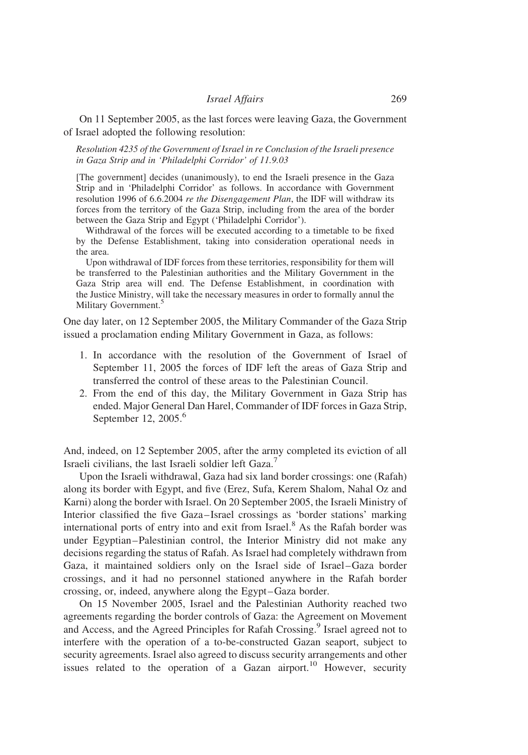On 11 September 2005, as the last forces were leaving Gaza, the Government of Israel adopted the following resolution:

> *Resolution 4235 of the Government of Israel in re Conclusion of the Israeli presence in Gaza Strip and in 'Philadelphi Corridor' of 11.9.03*
>
> [The government] decides (unanimously), to end the Israeli presence in the Gaza Strip and in 'Philadelphi Corridor' as follows. In accordance with Government resolution 1996 of 6.6.2004 *re the Disengagement Plan*, the IDF will withdraw its forces from the territory of the Gaza Strip, including from the area of the border between the Gaza Strip and Egypt ('Philadelphi Corridor').
>
> Withdrawal of the forces will be executed according to a timetable to be fixed by the Defense Establishment, taking into consideration operational needs in the area.
>
> Upon withdrawal of IDF forces from these territories, responsibility for them will be transferred to the Palestinian authorities and the Military Government in the Gaza Strip area will end. The Defense Establishment, in coordination with the Justice Ministry, will take the necessary measures in order to formally annul the Military Government.[5]

One day later, on 12 September 2005, the Military Commander of the Gaza Strip issued a proclamation ending Military Government in Gaza, as follows:

1. In accordance with the resolution of the Government of Israel of September 11, 2005 the forces of IDF left the areas of Gaza Strip and transferred the control of these areas to the Palestinian Council.
2. From the end of this day, the Military Government in Gaza Strip has ended. Major General Dan Harel, Commander of IDF forces in Gaza Strip, September 12, 2005.[6]

And, indeed, on 12 September 2005, after the army completed its eviction of all Israeli civilians, the last Israeli soldier left Gaza.[7]

Upon the Israeli withdrawal, Gaza had six land border crossings: one (Rafah) along its border with Egypt, and five (Erez, Sufa, Kerem Shalom, Nahal Oz and Karni) along the border with Israel. On 20 September 2005, the Israeli Ministry of Interior classified the five Gaza–Israel crossings as 'border stations' marking international ports of entry into and exit from Israel.[8] As the Rafah border was under Egyptian–Palestinian control, the Interior Ministry did not make any decisions regarding the status of Rafah. As Israel had completely withdrawn from Gaza, it maintained soldiers only on the Israel side of Israel–Gaza border crossings, and it had no personnel stationed anywhere in the Rafah border crossing, or, indeed, anywhere along the Egypt–Gaza border.

On 15 November 2005, Israel and the Palestinian Authority reached two agreements regarding the border controls of Gaza: the Agreement on Movement and Access, and the Agreed Principles for Rafah Crossing.[9] Israel agreed not to interfere with the operation of a to-be-constructed Gazan seaport, subject to security agreements. Israel also agreed to discuss security arrangements and other issues related to the operation of a Gazan airport.[10] However, security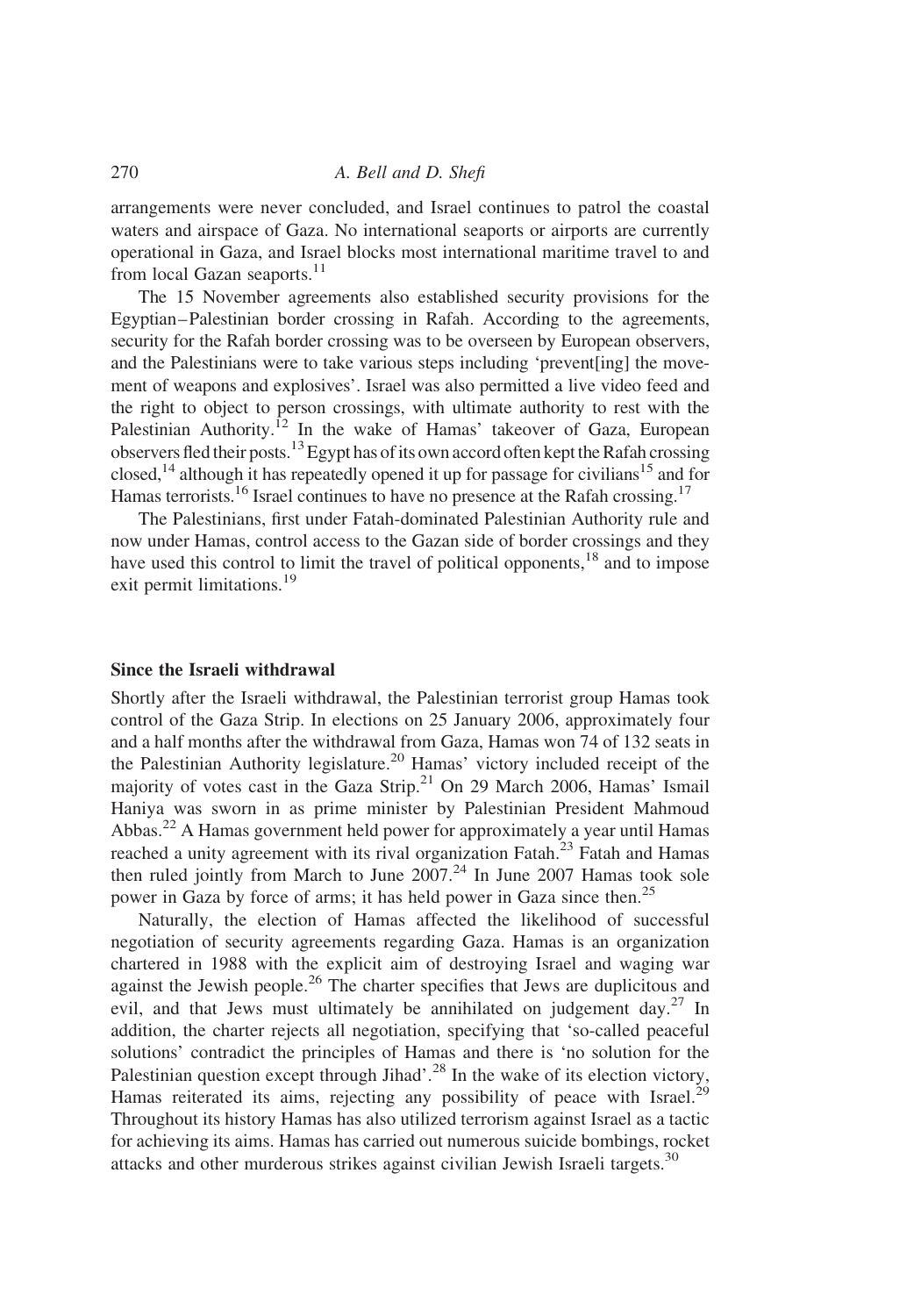arrangements were never concluded, and Israel continues to patrol the coastal waters and airspace of Gaza. No international seaports or airports are currently operational in Gaza, and Israel blocks most international maritime travel to and from local Gazan seaports.[11]

The 15 November agreements also established security provisions for the Egyptian–Palestinian border crossing in Rafah. According to the agreements, security for the Rafah border crossing was to be overseen by European observers, and the Palestinians were to take various steps including 'prevent[ing] the movement of weapons and explosives'. Israel was also permitted a live video feed and the right to object to person crossings, with ultimate authority to rest with the Palestinian Authority.[12] In the wake of Hamas' takeover of Gaza, European observers fled their posts.[13] Egypt has of its own accord often kept the Rafah crossing closed,[14] although it has repeatedly opened it up for passage for civilians[15] and for Hamas terrorists.[16] Israel continues to have no presence at the Rafah crossing.[17]

The Palestinians, first under Fatah-dominated Palestinian Authority rule and now under Hamas, control access to the Gazan side of border crossings and they have used this control to limit the travel of political opponents,[18] and to impose exit permit limitations.[19]

## Since the Israeli withdrawal

Shortly after the Israeli withdrawal, the Palestinian terrorist group Hamas took control of the Gaza Strip. In elections on 25 January 2006, approximately four and a half months after the withdrawal from Gaza, Hamas won 74 of 132 seats in the Palestinian Authority legislature.[20] Hamas' victory included receipt of the majority of votes cast in the Gaza Strip.[21] On 29 March 2006, Hamas' Ismail Haniya was sworn in as prime minister by Palestinian President Mahmoud Abbas.[22] A Hamas government held power for approximately a year until Hamas reached a unity agreement with its rival organization Fatah.[23] Fatah and Hamas then ruled jointly from March to June 2007.[24] In June 2007 Hamas took sole power in Gaza by force of arms; it has held power in Gaza since then.[25]

Naturally, the election of Hamas affected the likelihood of successful negotiation of security agreements regarding Gaza. Hamas is an organization chartered in 1988 with the explicit aim of destroying Israel and waging war against the Jewish people.[26] The charter specifies that Jews are duplicitous and evil, and that Jews must ultimately be annihilated on judgement day.[27] In addition, the charter rejects all negotiation, specifying that 'so-called peaceful solutions' contradict the principles of Hamas and there is 'no solution for the Palestinian question except through Jihad'.[28] In the wake of its election victory, Hamas reiterated its aims, rejecting any possibility of peace with Israel.[29] Throughout its history Hamas has also utilized terrorism against Israel as a tactic for achieving its aims. Hamas has carried out numerous suicide bombings, rocket attacks and other murderous strikes against civilian Jewish Israeli targets.[30]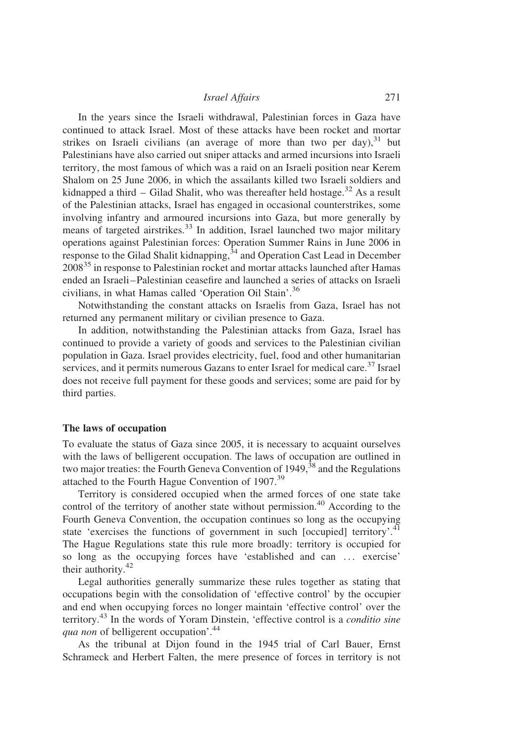In the years since the Israeli withdrawal, Palestinian forces in Gaza have continued to attack Israel. Most of these attacks have been rocket and mortar strikes on Israeli civilians (an average of more than two per day),[31] but Palestinians have also carried out sniper attacks and armed incursions into Israeli territory, the most famous of which was a raid on an Israeli position near Kerem Shalom on 25 June 2006, in which the assailants killed two Israeli soldiers and kidnapped a third – Gilad Shalit, who was thereafter held hostage.[32] As a result of the Palestinian attacks, Israel has engaged in occasional counterstrikes, some involving infantry and armoured incursions into Gaza, but more generally by means of targeted airstrikes.[33] In addition, Israel launched two major military operations against Palestinian forces: Operation Summer Rains in June 2006 in response to the Gilad Shalit kidnapping,[34] and Operation Cast Lead in December 2008[35] in response to Palestinian rocket and mortar attacks launched after Hamas ended an Israeli–Palestinian ceasefire and launched a series of attacks on Israeli civilians, in what Hamas called 'Operation Oil Stain'.[36]

Notwithstanding the constant attacks on Israelis from Gaza, Israel has not returned any permanent military or civilian presence to Gaza.

In addition, notwithstanding the Palestinian attacks from Gaza, Israel has continued to provide a variety of goods and services to the Palestinian civilian population in Gaza. Israel provides electricity, fuel, food and other humanitarian services, and it permits numerous Gazans to enter Israel for medical care.[37] Israel does not receive full payment for these goods and services; some are paid for by third parties.

## The laws of occupation

To evaluate the status of Gaza since 2005, it is necessary to acquaint ourselves with the laws of belligerent occupation. The laws of occupation are outlined in two major treaties: the Fourth Geneva Convention of 1949,[38] and the Regulations attached to the Fourth Hague Convention of 1907.[39]

Territory is considered occupied when the armed forces of one state take control of the territory of another state without permission.[40] According to the Fourth Geneva Convention, the occupation continues so long as the occupying state 'exercises the functions of government in such [occupied] territory'.[41] The Hague Regulations state this rule more broadly: territory is occupied for so long as the occupying forces have 'established and can ... exercise' their authority.[42]

Legal authorities generally summarize these rules together as stating that occupations begin with the consolidation of 'effective control' by the occupier and end when occupying forces no longer maintain 'effective control' over the territory.[43] In the words of Yoram Dinstein, 'effective control is a *conditio sine qua non* of belligerent occupation'.[44]

As the tribunal at Dijon found in the 1945 trial of Carl Bauer, Ernst Schrameck and Herbert Falten, the mere presence of forces in territory is not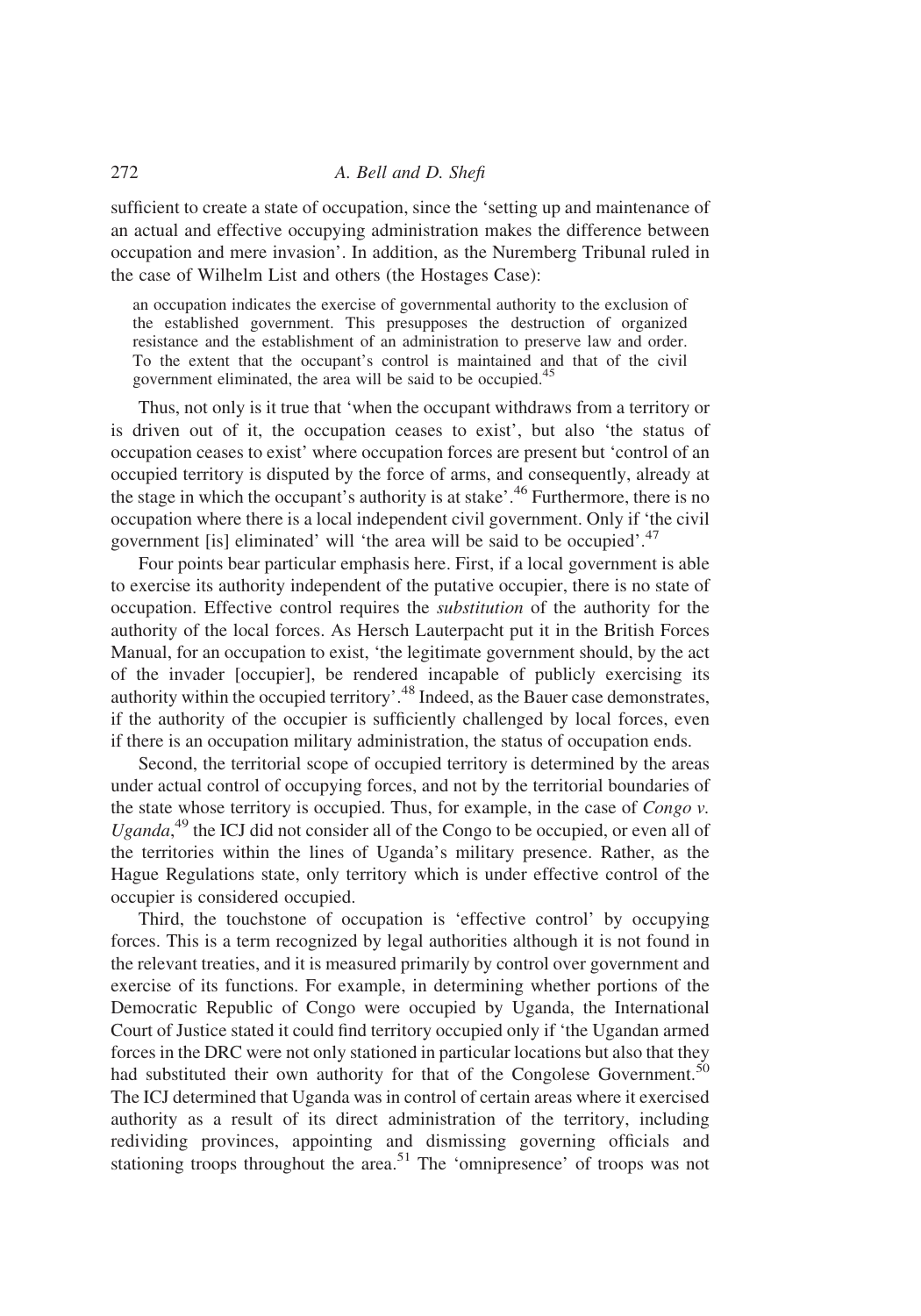sufficient to create a state of occupation, since the 'setting up and maintenance of an actual and effective occupying administration makes the difference between occupation and mere invasion'. In addition, as the Nuremberg Tribunal ruled in the case of Wilhelm List and others (the Hostages Case):

> an occupation indicates the exercise of governmental authority to the exclusion of the established government. This presupposes the destruction of organized resistance and the establishment of an administration to preserve law and order. To the extent that the occupant's control is maintained and that of the civil government eliminated, the area will be said to be occupied.[45]

Thus, not only is it true that 'when the occupant withdraws from a territory or is driven out of it, the occupation ceases to exist', but also 'the status of occupation ceases to exist' where occupation forces are present but 'control of an occupied territory is disputed by the force of arms, and consequently, already at the stage in which the occupant's authority is at stake'.[46] Furthermore, there is no occupation where there is a local independent civil government. Only if 'the civil government [is] eliminated' will 'the area will be said to be occupied'.[47]

Four points bear particular emphasis here. First, if a local government is able to exercise its authority independent of the putative occupier, there is no state of occupation. Effective control requires the *substitution* of the authority for the authority of the local forces. As Hersch Lauterpacht put it in the British Forces Manual, for an occupation to exist, 'the legitimate government should, by the act of the invader [occupier], be rendered incapable of publicly exercising its authority within the occupied territory'.[48] Indeed, as the Bauer case demonstrates, if the authority of the occupier is sufficiently challenged by local forces, even if there is an occupation military administration, the status of occupation ends.

Second, the territorial scope of occupied territory is determined by the areas under actual control of occupying forces, and not by the territorial boundaries of the state whose territory is occupied. Thus, for example, in the case of *Congo v. Uganda*,[49] the ICJ did not consider all of the Congo to be occupied, or even all of the territories within the lines of Uganda's military presence. Rather, as the Hague Regulations state, only territory which is under effective control of the occupier is considered occupied.

Third, the touchstone of occupation is 'effective control' by occupying forces. This is a term recognized by legal authorities although it is not found in the relevant treaties, and it is measured primarily by control over government and exercise of its functions. For example, in determining whether portions of the Democratic Republic of Congo were occupied by Uganda, the International Court of Justice stated it could find territory occupied only if 'the Ugandan armed forces in the DRC were not only stationed in particular locations but also that they had substituted their own authority for that of the Congolese Government.[50] The ICJ determined that Uganda was in control of certain areas where it exercised authority as a result of its direct administration of the territory, including redividing provinces, appointing and dismissing governing officials and stationing troops throughout the area.[51] The 'omnipresence' of troops was not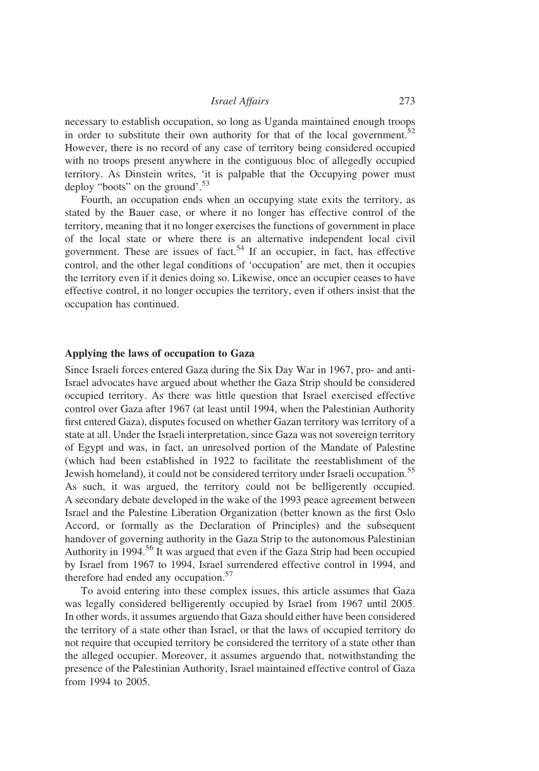necessary to establish occupation, so long as Uganda maintained enough troops in order to substitute their own authority for that of the local government.[52] However, there is no record of any case of territory being considered occupied with no troops present anywhere in the contiguous bloc of allegedly occupied territory. As Dinstein writes, 'it is palpable that the Occupying power must deploy "boots" on the ground'.[53]

Fourth, an occupation ends when an occupying state exits the territory, as stated by the Bauer case, or where it no longer has effective control of the territory, meaning that it no longer exercises the functions of government in place of the local state or where there is an alternative independent local civil government. These are issues of fact.[54] If an occupier, in fact, has effective control, and the other legal conditions of 'occupation' are met, then it occupies the territory even if it denies doing so. Likewise, once an occupier ceases to have effective control, it no longer occupies the territory, even if others insist that the occupation has continued.

## Applying the laws of occupation to Gaza

Since Israeli forces entered Gaza during the Six Day War in 1967, pro- and anti-Israel advocates have argued about whether the Gaza Strip should be considered occupied territory. As there was little question that Israel exercised effective control over Gaza after 1967 (at least until 1994, when the Palestinian Authority first entered Gaza), disputes focused on whether Gazan territory was territory of a state at all. Under the Israeli interpretation, since Gaza was not sovereign territory of Egypt and was, in fact, an unresolved portion of the Mandate of Palestine (which had been established in 1922 to facilitate the reestablishment of the Jewish homeland), it could not be considered territory under Israeli occupation.[55] As such, it was argued, the territory could not be belligerently occupied. A secondary debate developed in the wake of the 1993 peace agreement between Israel and the Palestine Liberation Organization (better known as the first Oslo Accord, or formally as the Declaration of Principles) and the subsequent handover of governing authority in the Gaza Strip to the autonomous Palestinian Authority in 1994.[56] It was argued that even if the Gaza Strip had been occupied by Israel from 1967 to 1994, Israel surrendered effective control in 1994, and therefore had ended any occupation.[57]

To avoid entering into these complex issues, this article assumes that Gaza was legally considered belligerently occupied by Israel from 1967 until 2005. In other words, it assumes arguendo that Gaza should either have been considered the territory of a state other than Israel, or that the laws of occupied territory do not require that occupied territory be considered the territory of a state other than the alleged occupier. Moreover, it assumes arguendo that, notwithstanding the presence of the Palestinian Authority, Israel maintained effective control of Gaza from 1994 to 2005.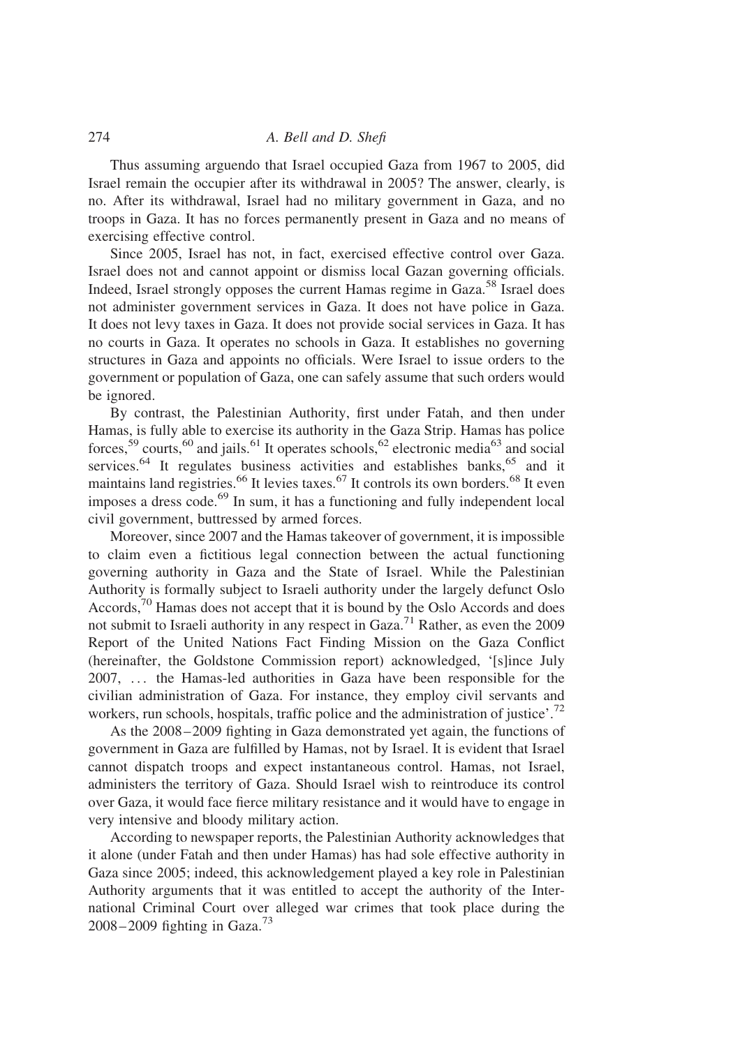Thus assuming arguendo that Israel occupied Gaza from 1967 to 2005, did Israel remain the occupier after its withdrawal in 2005? The answer, clearly, is no. After its withdrawal, Israel had no military government in Gaza, and no troops in Gaza. It has no forces permanently present in Gaza and no means of exercising effective control.

Since 2005, Israel has not, in fact, exercised effective control over Gaza. Israel does not and cannot appoint or dismiss local Gazan governing officials. Indeed, Israel strongly opposes the current Hamas regime in Gaza.[58] Israel does not administer government services in Gaza. It does not have police in Gaza. It does not levy taxes in Gaza. It does not provide social services in Gaza. It has no courts in Gaza. It operates no schools in Gaza. It establishes no governing structures in Gaza and appoints no officials. Were Israel to issue orders to the government or population of Gaza, one can safely assume that such orders would be ignored.

By contrast, the Palestinian Authority, first under Fatah, and then under Hamas, is fully able to exercise its authority in the Gaza Strip. Hamas has police forces,[59] courts,[60] and jails.[61] It operates schools,[62] electronic media[63] and social services.[64] It regulates business activities and establishes banks,[65] and it maintains land registries.[66] It levies taxes.[67] It controls its own borders.[68] It even imposes a dress code.[69] In sum, it has a functioning and fully independent local civil government, buttressed by armed forces.

Moreover, since 2007 and the Hamas takeover of government, it is impossible to claim even a fictitious legal connection between the actual functioning governing authority in Gaza and the State of Israel. While the Palestinian Authority is formally subject to Israeli authority under the largely defunct Oslo Accords,[70] Hamas does not accept that it is bound by the Oslo Accords and does not submit to Israeli authority in any respect in Gaza.[71] Rather, as even the 2009 Report of the United Nations Fact Finding Mission on the Gaza Conflict (hereinafter, the Goldstone Commission report) acknowledged, '[s]ince July 2007, … the Hamas-led authorities in Gaza have been responsible for the civilian administration of Gaza. For instance, they employ civil servants and workers, run schools, hospitals, traffic police and the administration of justice'.[72]

As the 2008–2009 fighting in Gaza demonstrated yet again, the functions of government in Gaza are fulfilled by Hamas, not by Israel. It is evident that Israel cannot dispatch troops and expect instantaneous control. Hamas, not Israel, administers the territory of Gaza. Should Israel wish to reintroduce its control over Gaza, it would face fierce military resistance and it would have to engage in very intensive and bloody military action.

According to newspaper reports, the Palestinian Authority acknowledges that it alone (under Fatah and then under Hamas) has had sole effective authority in Gaza since 2005; indeed, this acknowledgement played a key role in Palestinian Authority arguments that it was entitled to accept the authority of the International Criminal Court over alleged war crimes that took place during the 2008–2009 fighting in Gaza.[73]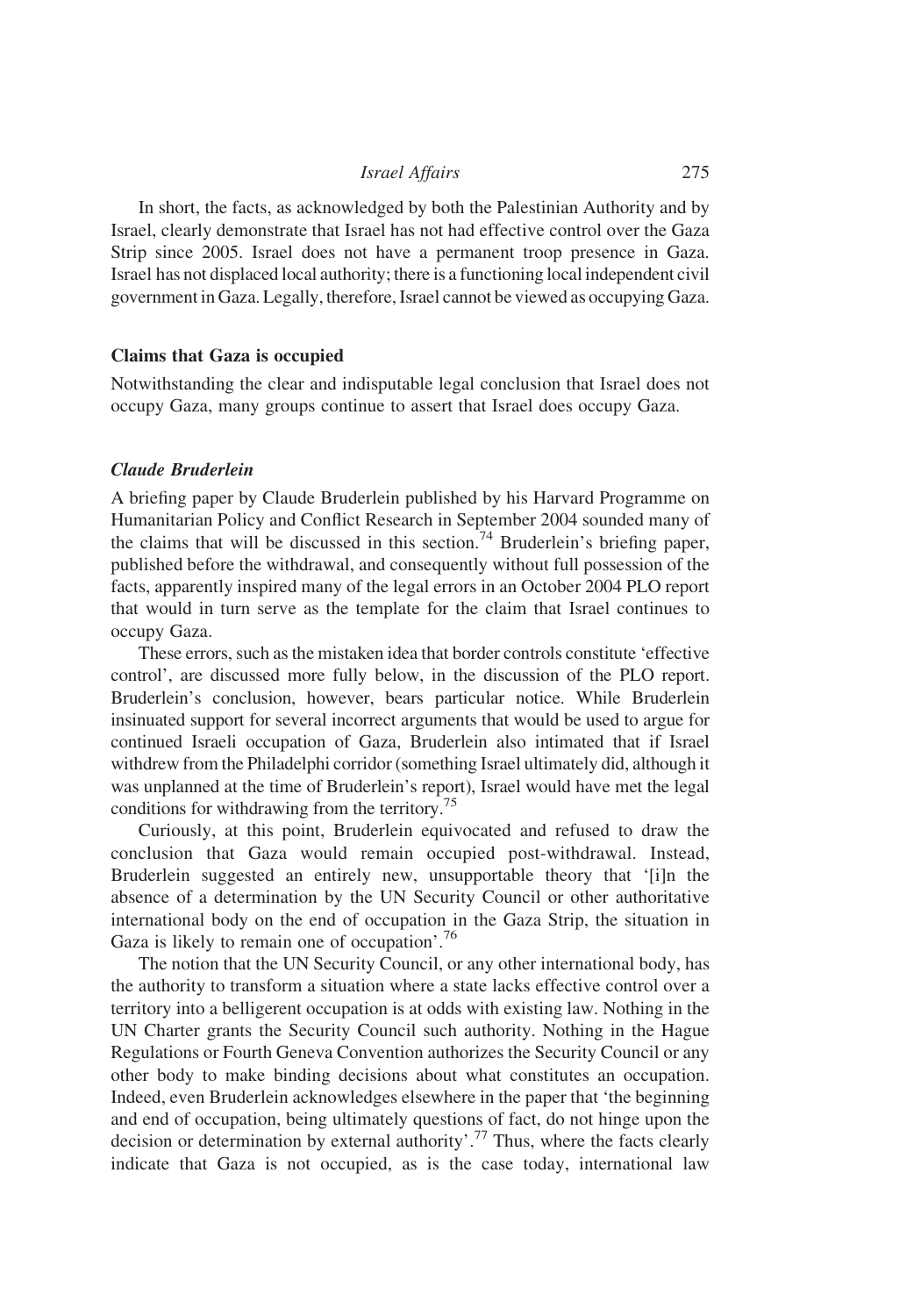In short, the facts, as acknowledged by both the Palestinian Authority and by Israel, clearly demonstrate that Israel has not had effective control over the Gaza Strip since 2005. Israel does not have a permanent troop presence in Gaza. Israel has not displaced local authority; there is a functioning local independent civil government in Gaza. Legally, therefore, Israel cannot be viewed as occupying Gaza.

## Claims that Gaza is occupied

Notwithstanding the clear and indisputable legal conclusion that Israel does not occupy Gaza, many groups continue to assert that Israel does occupy Gaza.

### *Claude Bruderlein*

A briefing paper by Claude Bruderlein published by his Harvard Programme on Humanitarian Policy and Conflict Research in September 2004 sounded many of the claims that will be discussed in this section.[74] Bruderlein's briefing paper, published before the withdrawal, and consequently without full possession of the facts, apparently inspired many of the legal errors in an October 2004 PLO report that would in turn serve as the template for the claim that Israel continues to occupy Gaza.

These errors, such as the mistaken idea that border controls constitute 'effective control', are discussed more fully below, in the discussion of the PLO report. Bruderlein's conclusion, however, bears particular notice. While Bruderlein insinuated support for several incorrect arguments that would be used to argue for continued Israeli occupation of Gaza, Bruderlein also intimated that if Israel withdrew from the Philadelphi corridor (something Israel ultimately did, although it was unplanned at the time of Bruderlein's report), Israel would have met the legal conditions for withdrawing from the territory.[75]

Curiously, at this point, Bruderlein equivocated and refused to draw the conclusion that Gaza would remain occupied post-withdrawal. Instead, Bruderlein suggested an entirely new, unsupportable theory that '[i]n the absence of a determination by the UN Security Council or other authoritative international body on the end of occupation in the Gaza Strip, the situation in Gaza is likely to remain one of occupation'.[76]

The notion that the UN Security Council, or any other international body, has the authority to transform a situation where a state lacks effective control over a territory into a belligerent occupation is at odds with existing law. Nothing in the UN Charter grants the Security Council such authority. Nothing in the Hague Regulations or Fourth Geneva Convention authorizes the Security Council or any other body to make binding decisions about what constitutes an occupation. Indeed, even Bruderlein acknowledges elsewhere in the paper that 'the beginning and end of occupation, being ultimately questions of fact, do not hinge upon the decision or determination by external authority'.[77] Thus, where the facts clearly indicate that Gaza is not occupied, as is the case today, international law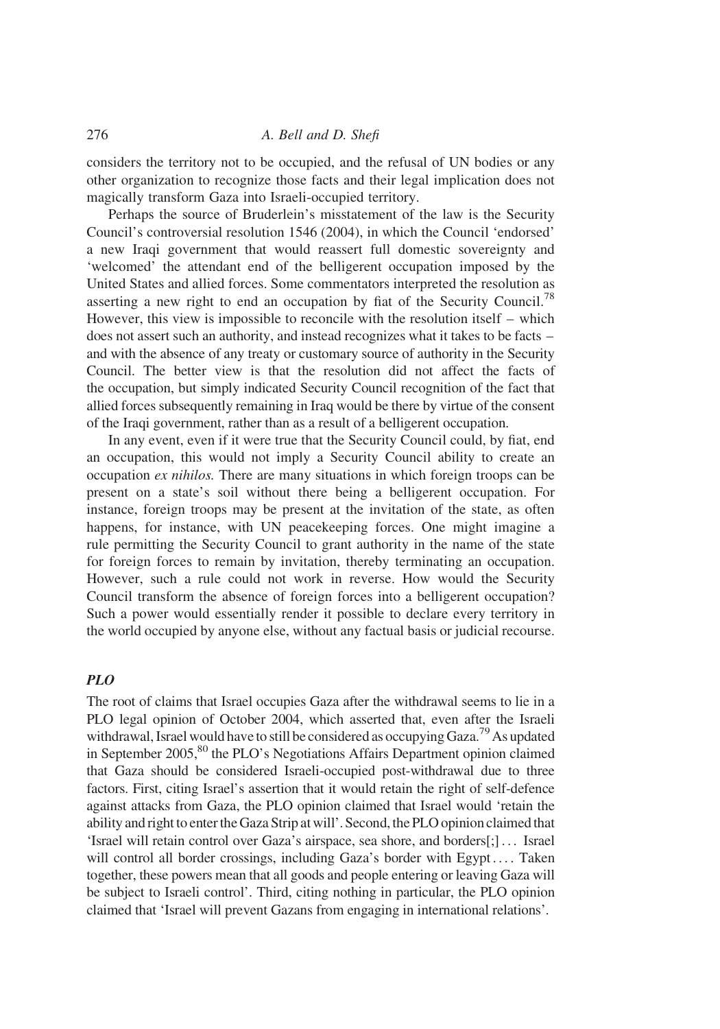considers the territory not to be occupied, and the refusal of UN bodies or any other organization to recognize those facts and their legal implication does not magically transform Gaza into Israeli-occupied territory.

Perhaps the source of Bruderlein's misstatement of the law is the Security Council's controversial resolution 1546 (2004), in which the Council 'endorsed' a new Iraqi government that would reassert full domestic sovereignty and 'welcomed' the attendant end of the belligerent occupation imposed by the United States and allied forces. Some commentators interpreted the resolution as asserting a new right to end an occupation by fiat of the Security Council.[78] However, this view is impossible to reconcile with the resolution itself – which does not assert such an authority, and instead recognizes what it takes to be facts – and with the absence of any treaty or customary source of authority in the Security Council. The better view is that the resolution did not affect the facts of the occupation, but simply indicated Security Council recognition of the fact that allied forces subsequently remaining in Iraq would be there by virtue of the consent of the Iraqi government, rather than as a result of a belligerent occupation.

In any event, even if it were true that the Security Council could, by fiat, end an occupation, this would not imply a Security Council ability to create an occupation *ex nihilos.* There are many situations in which foreign troops can be present on a state's soil without there being a belligerent occupation. For instance, foreign troops may be present at the invitation of the state, as often happens, for instance, with UN peacekeeping forces. One might imagine a rule permitting the Security Council to grant authority in the name of the state for foreign forces to remain by invitation, thereby terminating an occupation. However, such a rule could not work in reverse. How would the Security Council transform the absence of foreign forces into a belligerent occupation? Such a power would essentially render it possible to declare every territory in the world occupied by anyone else, without any factual basis or judicial recourse.

### *PLO*

The root of claims that Israel occupies Gaza after the withdrawal seems to lie in a PLO legal opinion of October 2004, which asserted that, even after the Israeli withdrawal, Israel would have to still be considered as occupying Gaza.[79] As updated in September 2005,[80] the PLO's Negotiations Affairs Department opinion claimed that Gaza should be considered Israeli-occupied post-withdrawal due to three factors. First, citing Israel's assertion that it would retain the right of self-defence against attacks from Gaza, the PLO opinion claimed that Israel would 'retain the ability and right to enter the Gaza Strip at will'. Second, the PLO opinion claimed that 'Israel will retain control over Gaza's airspace, sea shore, and borders[;] ... Israel will control all border crossings, including Gaza's border with Egypt .... Taken together, these powers mean that all goods and people entering or leaving Gaza will be subject to Israeli control'. Third, citing nothing in particular, the PLO opinion claimed that 'Israel will prevent Gazans from engaging in international relations'.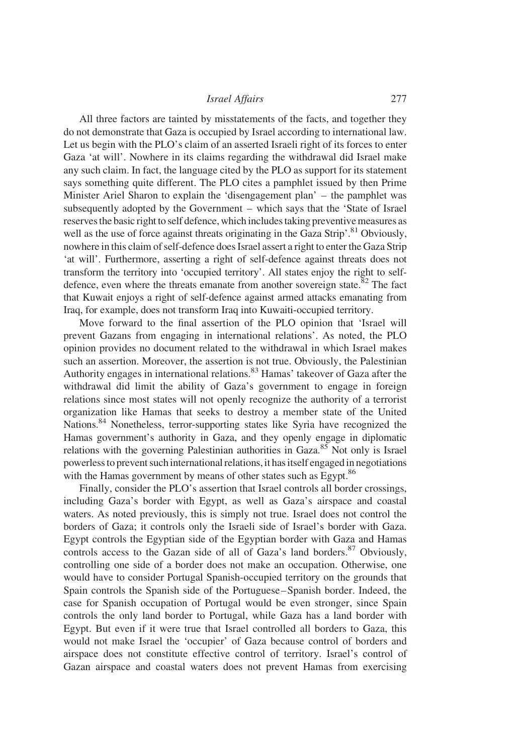All three factors are tainted by misstatements of the facts, and together they do not demonstrate that Gaza is occupied by Israel according to international law. Let us begin with the PLO's claim of an asserted Israeli right of its forces to enter Gaza 'at will'. Nowhere in its claims regarding the withdrawal did Israel make any such claim. In fact, the language cited by the PLO as support for its statement says something quite different. The PLO cites a pamphlet issued by then Prime Minister Ariel Sharon to explain the 'disengagement plan' – the pamphlet was subsequently adopted by the Government – which says that the 'State of Israel reserves the basic right to self defence, which includes taking preventive measures as well as the use of force against threats originating in the Gaza Strip'.[81] Obviously, nowhere in this claim of self-defence does Israel assert a right to enter the Gaza Strip 'at will'. Furthermore, asserting a right of self-defence against threats does not transform the territory into 'occupied territory'. All states enjoy the right to self-defence, even where the threats emanate from another sovereign state.[82] The fact that Kuwait enjoys a right of self-defence against armed attacks emanating from Iraq, for example, does not transform Iraq into Kuwaiti-occupied territory.

Move forward to the final assertion of the PLO opinion that 'Israel will prevent Gazans from engaging in international relations'. As noted, the PLO opinion provides no document related to the withdrawal in which Israel makes such an assertion. Moreover, the assertion is not true. Obviously, the Palestinian Authority engages in international relations.[83] Hamas' takeover of Gaza after the withdrawal did limit the ability of Gaza's government to engage in foreign relations since most states will not openly recognize the authority of a terrorist organization like Hamas that seeks to destroy a member state of the United Nations.[84] Nonetheless, terror-supporting states like Syria have recognized the Hamas government's authority in Gaza, and they openly engage in diplomatic relations with the governing Palestinian authorities in Gaza.[85] Not only is Israel powerless to prevent such international relations, it has itself engaged in negotiations with the Hamas government by means of other states such as Egypt.[86]

Finally, consider the PLO's assertion that Israel controls all border crossings, including Gaza's border with Egypt, as well as Gaza's airspace and coastal waters. As noted previously, this is simply not true. Israel does not control the borders of Gaza; it controls only the Israeli side of Israel's border with Gaza. Egypt controls the Egyptian side of the Egyptian border with Gaza and Hamas controls access to the Gazan side of all of Gaza's land borders.[87] Obviously, controlling one side of a border does not make an occupation. Otherwise, one would have to consider Portugal Spanish-occupied territory on the grounds that Spain controls the Spanish side of the Portuguese–Spanish border. Indeed, the case for Spanish occupation of Portugal would be even stronger, since Spain controls the only land border to Portugal, while Gaza has a land border with Egypt. But even if it were true that Israel controlled all borders to Gaza, this would not make Israel the 'occupier' of Gaza because control of borders and airspace does not constitute effective control of territory. Israel's control of Gazan airspace and coastal waters does not prevent Hamas from exercising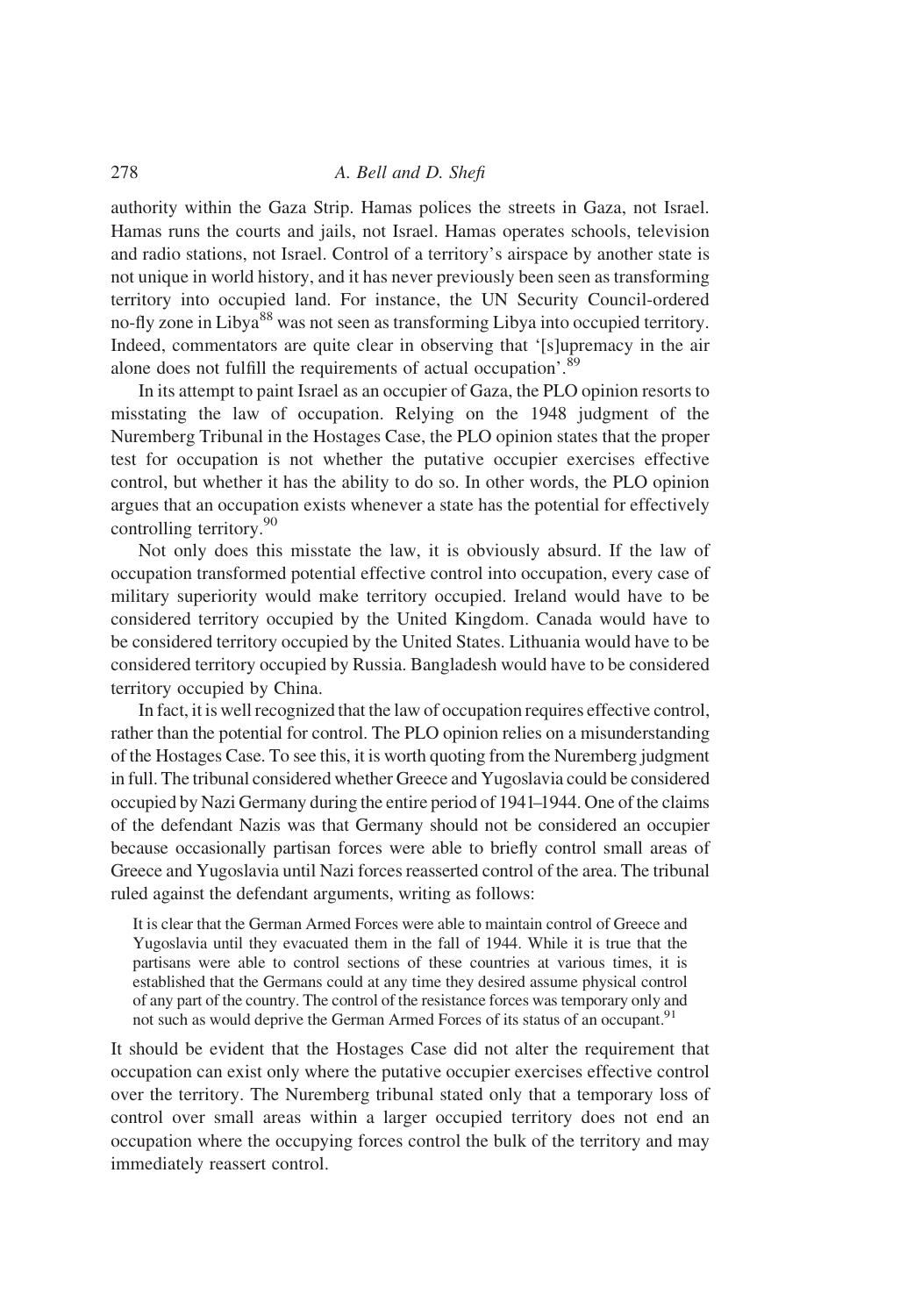authority within the Gaza Strip. Hamas polices the streets in Gaza, not Israel. Hamas runs the courts and jails, not Israel. Hamas operates schools, television and radio stations, not Israel. Control of a territory's airspace by another state is not unique in world history, and it has never previously been seen as transforming territory into occupied land. For instance, the UN Security Council-ordered no-fly zone in Libya[88] was not seen as transforming Libya into occupied territory. Indeed, commentators are quite clear in observing that '[s]upremacy in the air alone does not fulfill the requirements of actual occupation'.[89]

In its attempt to paint Israel as an occupier of Gaza, the PLO opinion resorts to misstating the law of occupation. Relying on the 1948 judgment of the Nuremberg Tribunal in the Hostages Case, the PLO opinion states that the proper test for occupation is not whether the putative occupier exercises effective control, but whether it has the ability to do so. In other words, the PLO opinion argues that an occupation exists whenever a state has the potential for effectively controlling territory.[90]

Not only does this misstate the law, it is obviously absurd. If the law of occupation transformed potential effective control into occupation, every case of military superiority would make territory occupied. Ireland would have to be considered territory occupied by the United Kingdom. Canada would have to be considered territory occupied by the United States. Lithuania would have to be considered territory occupied by Russia. Bangladesh would have to be considered territory occupied by China.

In fact, it is well recognized that the law of occupation requires effective control, rather than the potential for control. The PLO opinion relies on a misunderstanding of the Hostages Case. To see this, it is worth quoting from the Nuremberg judgment in full. The tribunal considered whether Greece and Yugoslavia could be considered occupied by Nazi Germany during the entire period of 1941–1944. One of the claims of the defendant Nazis was that Germany should not be considered an occupier because occasionally partisan forces were able to briefly control small areas of Greece and Yugoslavia until Nazi forces reasserted control of the area. The tribunal ruled against the defendant arguments, writing as follows:

> It is clear that the German Armed Forces were able to maintain control of Greece and Yugoslavia until they evacuated them in the fall of 1944. While it is true that the partisans were able to control sections of these countries at various times, it is established that the Germans could at any time they desired assume physical control of any part of the country. The control of the resistance forces was temporary only and not such as would deprive the German Armed Forces of its status of an occupant.[91]

It should be evident that the Hostages Case did not alter the requirement that occupation can exist only where the putative occupier exercises effective control over the territory. The Nuremberg tribunal stated only that a temporary loss of control over small areas within a larger occupied territory does not end an occupation where the occupying forces control the bulk of the territory and may immediately reassert control.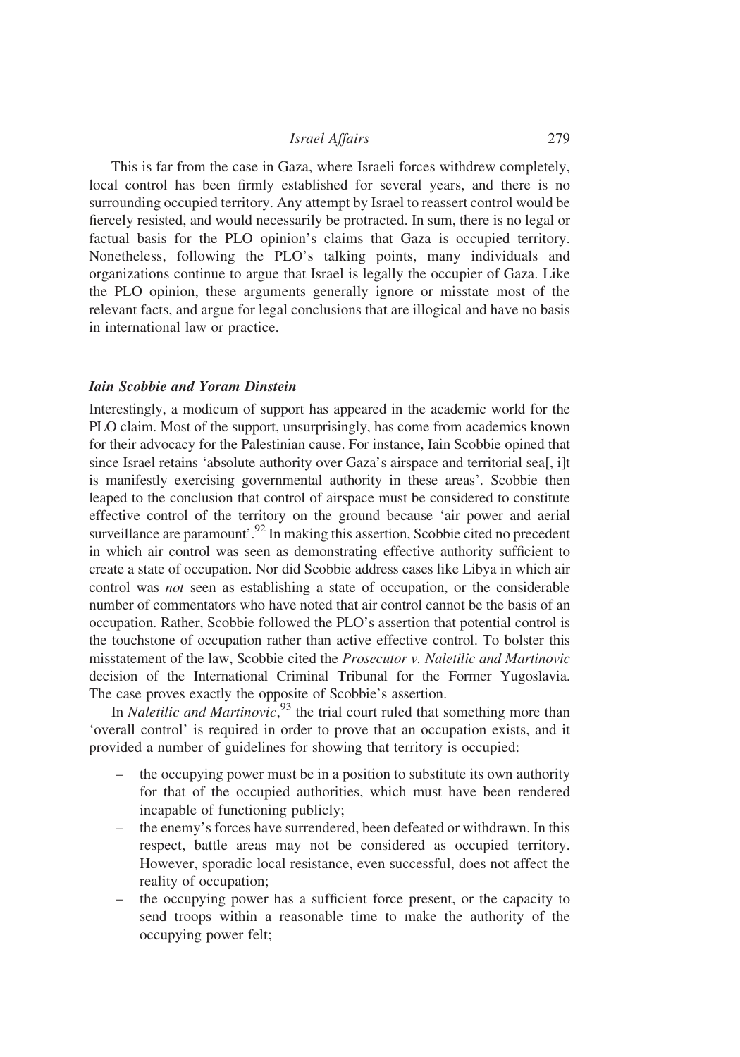This is far from the case in Gaza, where Israeli forces withdrew completely, local control has been firmly established for several years, and there is no surrounding occupied territory. Any attempt by Israel to reassert control would be fiercely resisted, and would necessarily be protracted. In sum, there is no legal or factual basis for the PLO opinion's claims that Gaza is occupied territory. Nonetheless, following the PLO's talking points, many individuals and organizations continue to argue that Israel is legally the occupier of Gaza. Like the PLO opinion, these arguments generally ignore or misstate most of the relevant facts, and argue for legal conclusions that are illogical and have no basis in international law or practice.

### ***Iain Scobbie and Yoram Dinstein***

Interestingly, a modicum of support has appeared in the academic world for the PLO claim. Most of the support, unsurprisingly, has come from academics known for their advocacy for the Palestinian cause. For instance, Iain Scobbie opined that since Israel retains 'absolute authority over Gaza's airspace and territorial sea[, i]t is manifestly exercising governmental authority in these areas'. Scobbie then leaped to the conclusion that control of airspace must be considered to constitute effective control of the territory on the ground because 'air power and aerial surveillance are paramount'.[92] In making this assertion, Scobbie cited no precedent in which air control was seen as demonstrating effective authority sufficient to create a state of occupation. Nor did Scobbie address cases like Libya in which air control was *not* seen as establishing a state of occupation, or the considerable number of commentators who have noted that air control cannot be the basis of an occupation. Rather, Scobbie followed the PLO's assertion that potential control is the touchstone of occupation rather than active effective control. To bolster this misstatement of the law, Scobbie cited the *Prosecutor v. Naletilic and Martinovic* decision of the International Criminal Tribunal for the Former Yugoslavia. The case proves exactly the opposite of Scobbie's assertion.

In *Naletilic and Martinovic*,[93] the trial court ruled that something more than 'overall control' is required in order to prove that an occupation exists, and it provided a number of guidelines for showing that territory is occupied:

- the occupying power must be in a position to substitute its own authority for that of the occupied authorities, which must have been rendered incapable of functioning publicly;
- the enemy's forces have surrendered, been defeated or withdrawn. In this respect, battle areas may not be considered as occupied territory. However, sporadic local resistance, even successful, does not affect the reality of occupation;
- the occupying power has a sufficient force present, or the capacity to send troops within a reasonable time to make the authority of the occupying power felt;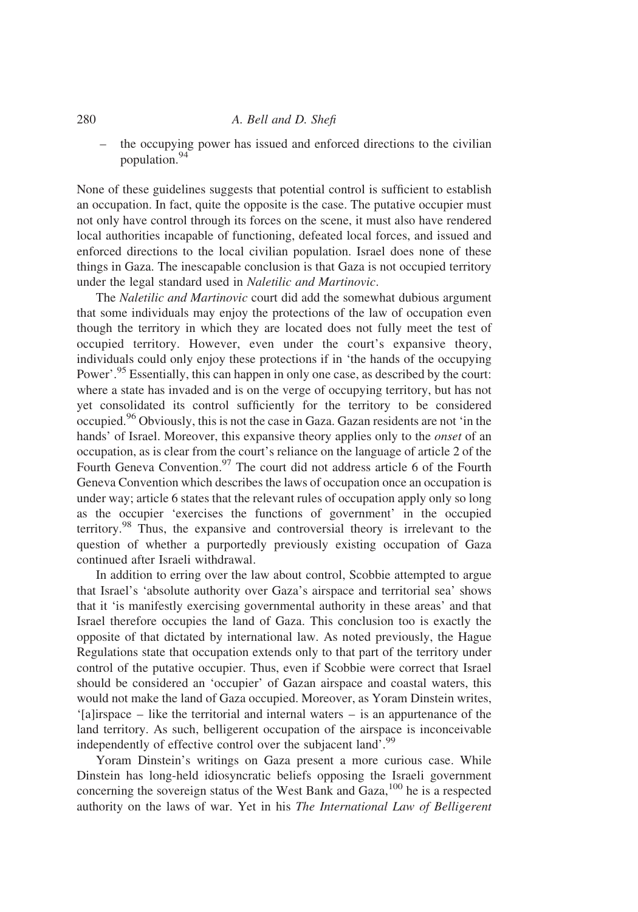– the occupying power has issued and enforced directions to the civilian population.[94]

None of these guidelines suggests that potential control is sufficient to establish an occupation. In fact, quite the opposite is the case. The putative occupier must not only have control through its forces on the scene, it must also have rendered local authorities incapable of functioning, defeated local forces, and issued and enforced directions to the local civilian population. Israel does none of these things in Gaza. The inescapable conclusion is that Gaza is not occupied territory under the legal standard used in *Naletilic and Martinovic*.

The *Naletilic and Martinovic* court did add the somewhat dubious argument that some individuals may enjoy the protections of the law of occupation even though the territory in which they are located does not fully meet the test of occupied territory. However, even under the court's expansive theory, individuals could only enjoy these protections if in 'the hands of the occupying Power'.[95] Essentially, this can happen in only one case, as described by the court: where a state has invaded and is on the verge of occupying territory, but has not yet consolidated its control sufficiently for the territory to be considered occupied.[96] Obviously, this is not the case in Gaza. Gazan residents are not 'in the hands' of Israel. Moreover, this expansive theory applies only to the *onset* of an occupation, as is clear from the court's reliance on the language of article 2 of the Fourth Geneva Convention.[97] The court did not address article 6 of the Fourth Geneva Convention which describes the laws of occupation once an occupation is under way; article 6 states that the relevant rules of occupation apply only so long as the occupier 'exercises the functions of government' in the occupied territory.[98] Thus, the expansive and controversial theory is irrelevant to the question of whether a purportedly previously existing occupation of Gaza continued after Israeli withdrawal.

In addition to erring over the law about control, Scobbie attempted to argue that Israel's 'absolute authority over Gaza's airspace and territorial sea' shows that it 'is manifestly exercising governmental authority in these areas' and that Israel therefore occupies the land of Gaza. This conclusion too is exactly the opposite of that dictated by international law. As noted previously, the Hague Regulations state that occupation extends only to that part of the territory under control of the putative occupier. Thus, even if Scobbie were correct that Israel should be considered an 'occupier' of Gazan airspace and coastal waters, this would not make the land of Gaza occupied. Moreover, as Yoram Dinstein writes, '[a]irspace – like the territorial and internal waters – is an appurtenance of the land territory. As such, belligerent occupation of the airspace is inconceivable independently of effective control over the subjacent land'.[99]

Yoram Dinstein's writings on Gaza present a more curious case. While Dinstein has long-held idiosyncratic beliefs opposing the Israeli government concerning the sovereign status of the West Bank and Gaza,[100] he is a respected authority on the laws of war. Yet in his *The International Law of Belligerent*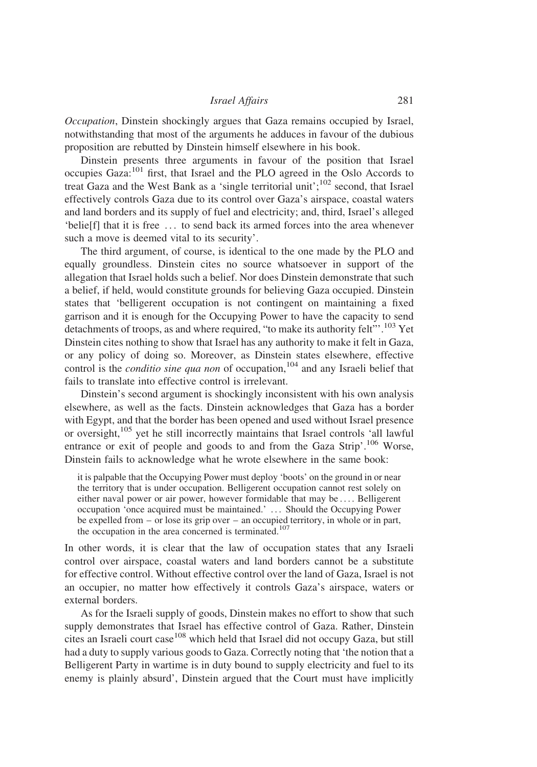*Occupation*, Dinstein shockingly argues that Gaza remains occupied by Israel, notwithstanding that most of the arguments he adduces in favour of the dubious proposition are rebutted by Dinstein himself elsewhere in his book.

Dinstein presents three arguments in favour of the position that Israel occupies Gaza:[101] first, that Israel and the PLO agreed in the Oslo Accords to treat Gaza and the West Bank as a 'single territorial unit';[102] second, that Israel effectively controls Gaza due to its control over Gaza's airspace, coastal waters and land borders and its supply of fuel and electricity; and, third, Israel's alleged 'belie[f] that it is free … to send back its armed forces into the area whenever such a move is deemed vital to its security'.

The third argument, of course, is identical to the one made by the PLO and equally groundless. Dinstein cites no source whatsoever in support of the allegation that Israel holds such a belief. Nor does Dinstein demonstrate that such a belief, if held, would constitute grounds for believing Gaza occupied. Dinstein states that 'belligerent occupation is not contingent on maintaining a fixed garrison and it is enough for the Occupying Power to have the capacity to send detachments of troops, as and where required, "to make its authority felt"'.[103] Yet Dinstein cites nothing to show that Israel has any authority to make it felt in Gaza, or any policy of doing so. Moreover, as Dinstein states elsewhere, effective control is the *conditio sine qua non* of occupation,[104] and any Israeli belief that fails to translate into effective control is irrelevant.

Dinstein's second argument is shockingly inconsistent with his own analysis elsewhere, as well as the facts. Dinstein acknowledges that Gaza has a border with Egypt, and that the border has been opened and used without Israel presence or oversight,[105] yet he still incorrectly maintains that Israel controls 'all lawful entrance or exit of people and goods to and from the Gaza Strip'.[106] Worse, Dinstein fails to acknowledge what he wrote elsewhere in the same book:

> it is palpable that the Occupying Power must deploy 'boots' on the ground in or near the territory that is under occupation. Belligerent occupation cannot rest solely on either naval power or air power, however formidable that may be …. Belligerent occupation 'once acquired must be maintained.' … Should the Occupying Power be expelled from – or lose its grip over – an occupied territory, in whole or in part, the occupation in the area concerned is terminated.[107]

In other words, it is clear that the law of occupation states that any Israeli control over airspace, coastal waters and land borders cannot be a substitute for effective control. Without effective control over the land of Gaza, Israel is not an occupier, no matter how effectively it controls Gaza's airspace, waters or external borders.

As for the Israeli supply of goods, Dinstein makes no effort to show that such supply demonstrates that Israel has effective control of Gaza. Rather, Dinstein cites an Israeli court case[108] which held that Israel did not occupy Gaza, but still had a duty to supply various goods to Gaza. Correctly noting that 'the notion that a Belligerent Party in wartime is in duty bound to supply electricity and fuel to its enemy is plainly absurd', Dinstein argued that the Court must have implicitly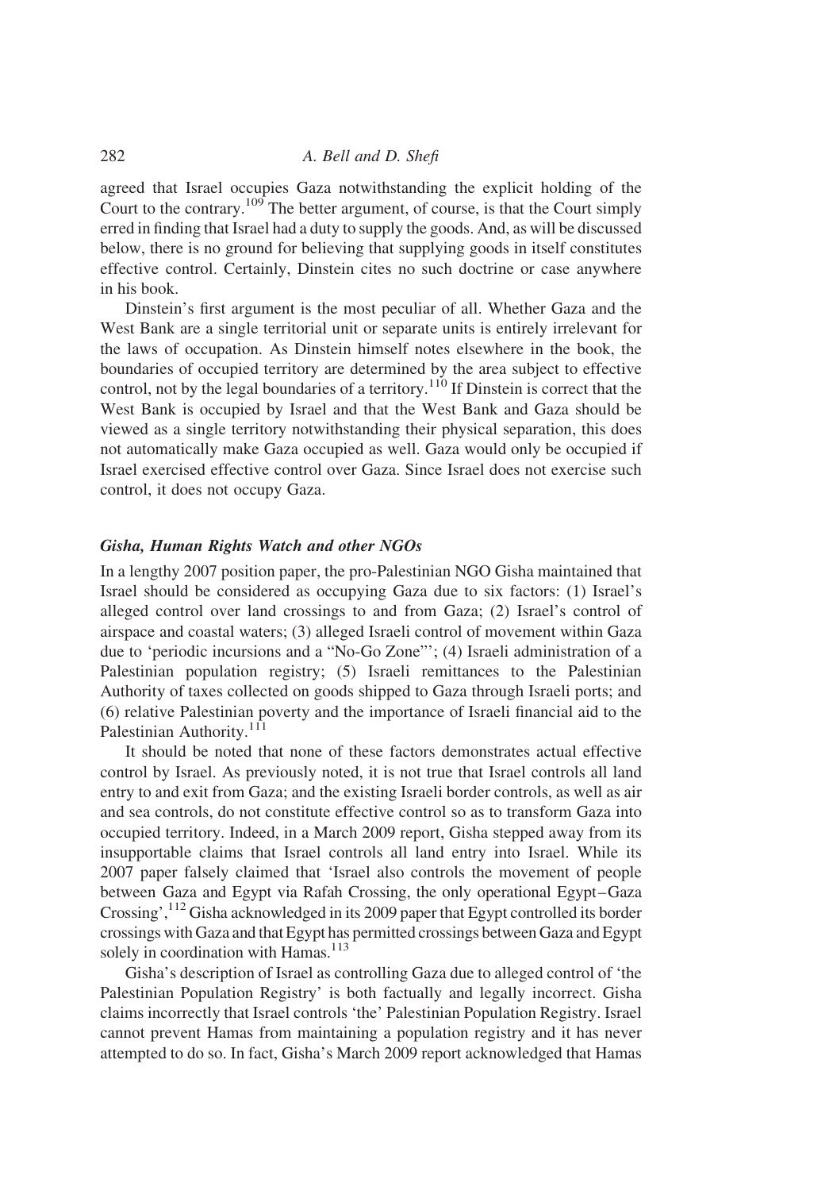agreed that Israel occupies Gaza notwithstanding the explicit holding of the Court to the contrary.[109] The better argument, of course, is that the Court simply erred in finding that Israel had a duty to supply the goods. And, as will be discussed below, there is no ground for believing that supplying goods in itself constitutes effective control. Certainly, Dinstein cites no such doctrine or case anywhere in his book.

Dinstein's first argument is the most peculiar of all. Whether Gaza and the West Bank are a single territorial unit or separate units is entirely irrelevant for the laws of occupation. As Dinstein himself notes elsewhere in the book, the boundaries of occupied territory are determined by the area subject to effective control, not by the legal boundaries of a territory.[110] If Dinstein is correct that the West Bank is occupied by Israel and that the West Bank and Gaza should be viewed as a single territory notwithstanding their physical separation, this does not automatically make Gaza occupied as well. Gaza would only be occupied if Israel exercised effective control over Gaza. Since Israel does not exercise such control, it does not occupy Gaza.

### *Gisha, Human Rights Watch and other NGOs*

In a lengthy 2007 position paper, the pro-Palestinian NGO Gisha maintained that Israel should be considered as occupying Gaza due to six factors: (1) Israel's alleged control over land crossings to and from Gaza; (2) Israel's control of airspace and coastal waters; (3) alleged Israeli control of movement within Gaza due to 'periodic incursions and a "No-Go Zone"'; (4) Israeli administration of a Palestinian population registry; (5) Israeli remittances to the Palestinian Authority of taxes collected on goods shipped to Gaza through Israeli ports; and (6) relative Palestinian poverty and the importance of Israeli financial aid to the Palestinian Authority.[111]

It should be noted that none of these factors demonstrates actual effective control by Israel. As previously noted, it is not true that Israel controls all land entry to and exit from Gaza; and the existing Israeli border controls, as well as air and sea controls, do not constitute effective control so as to transform Gaza into occupied territory. Indeed, in a March 2009 report, Gisha stepped away from its insupportable claims that Israel controls all land entry into Israel. While its 2007 paper falsely claimed that 'Israel also controls the movement of people between Gaza and Egypt via Rafah Crossing, the only operational Egypt–Gaza Crossing',[112] Gisha acknowledged in its 2009 paper that Egypt controlled its border crossings with Gaza and that Egypt has permitted crossings between Gaza and Egypt solely in coordination with Hamas.[113]

Gisha's description of Israel as controlling Gaza due to alleged control of 'the Palestinian Population Registry' is both factually and legally incorrect. Gisha claims incorrectly that Israel controls 'the' Palestinian Population Registry. Israel cannot prevent Hamas from maintaining a population registry and it has never attempted to do so. In fact, Gisha's March 2009 report acknowledged that Hamas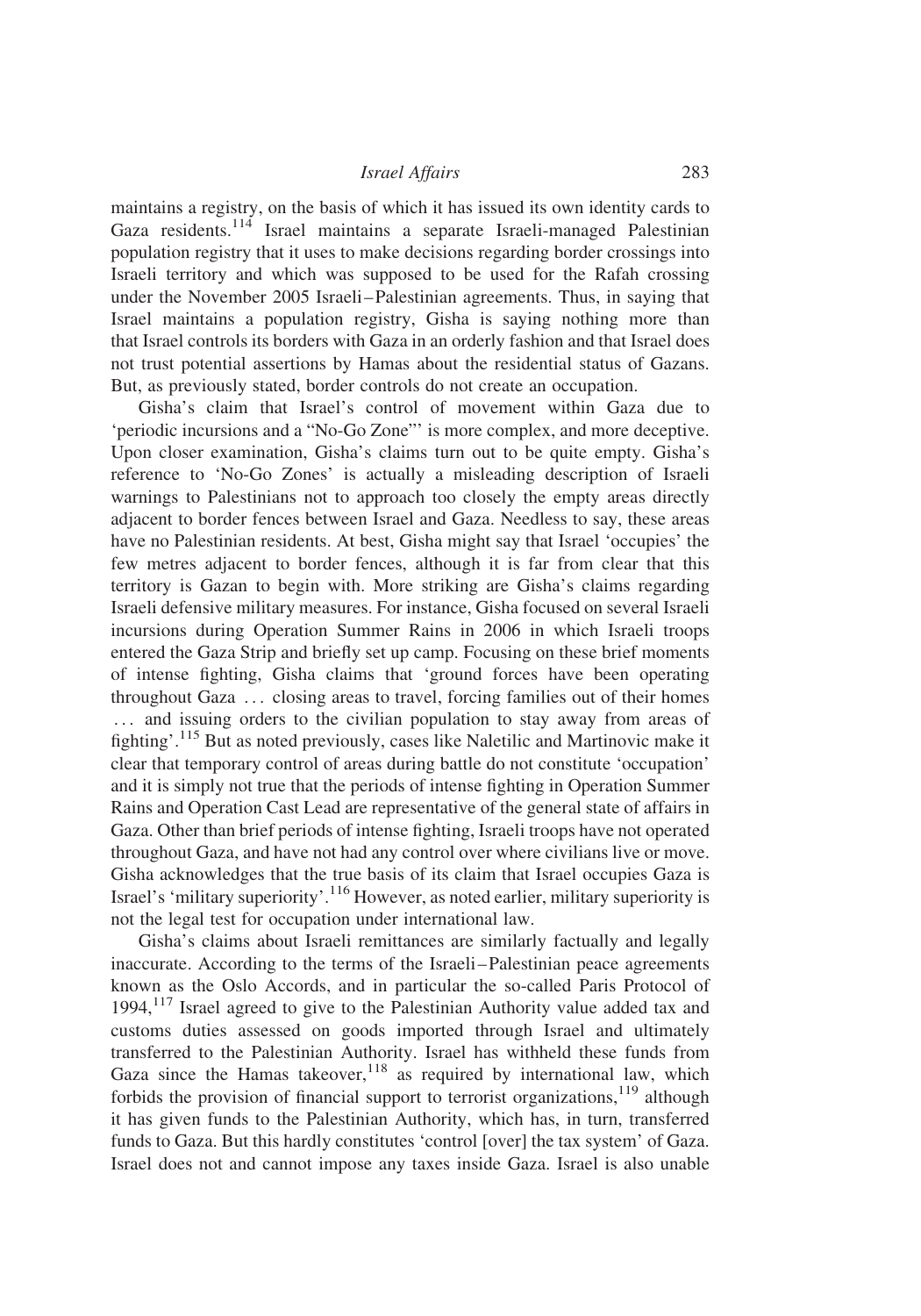maintains a registry, on the basis of which it has issued its own identity cards to Gaza residents.[114] Israel maintains a separate Israeli-managed Palestinian population registry that it uses to make decisions regarding border crossings into Israeli territory and which was supposed to be used for the Rafah crossing under the November 2005 Israeli–Palestinian agreements. Thus, in saying that Israel maintains a population registry, Gisha is saying nothing more than that Israel controls its borders with Gaza in an orderly fashion and that Israel does not trust potential assertions by Hamas about the residential status of Gazans. But, as previously stated, border controls do not create an occupation.

Gisha's claim that Israel's control of movement within Gaza due to 'periodic incursions and a "No-Go Zone"' is more complex, and more deceptive. Upon closer examination, Gisha's claims turn out to be quite empty. Gisha's reference to 'No-Go Zones' is actually a misleading description of Israeli warnings to Palestinians not to approach too closely the empty areas directly adjacent to border fences between Israel and Gaza. Needless to say, these areas have no Palestinian residents. At best, Gisha might say that Israel 'occupies' the few metres adjacent to border fences, although it is far from clear that this territory is Gazan to begin with. More striking are Gisha's claims regarding Israeli defensive military measures. For instance, Gisha focused on several Israeli incursions during Operation Summer Rains in 2006 in which Israeli troops entered the Gaza Strip and briefly set up camp. Focusing on these brief moments of intense fighting, Gisha claims that 'ground forces have been operating throughout Gaza ... closing areas to travel, forcing families out of their homes ... and issuing orders to the civilian population to stay away from areas of fighting'.[115] But as noted previously, cases like Naletilic and Martinovic make it clear that temporary control of areas during battle do not constitute 'occupation' and it is simply not true that the periods of intense fighting in Operation Summer Rains and Operation Cast Lead are representative of the general state of affairs in Gaza. Other than brief periods of intense fighting, Israeli troops have not operated throughout Gaza, and have not had any control over where civilians live or move. Gisha acknowledges that the true basis of its claim that Israel occupies Gaza is Israel's 'military superiority'.[116] However, as noted earlier, military superiority is not the legal test for occupation under international law.

Gisha's claims about Israeli remittances are similarly factually and legally inaccurate. According to the terms of the Israeli–Palestinian peace agreements known as the Oslo Accords, and in particular the so-called Paris Protocol of 1994,[117] Israel agreed to give to the Palestinian Authority value added tax and customs duties assessed on goods imported through Israel and ultimately transferred to the Palestinian Authority. Israel has withheld these funds from Gaza since the Hamas takeover,[118] as required by international law, which forbids the provision of financial support to terrorist organizations,[119] although it has given funds to the Palestinian Authority, which has, in turn, transferred funds to Gaza. But this hardly constitutes 'control [over] the tax system' of Gaza. Israel does not and cannot impose any taxes inside Gaza. Israel is also unable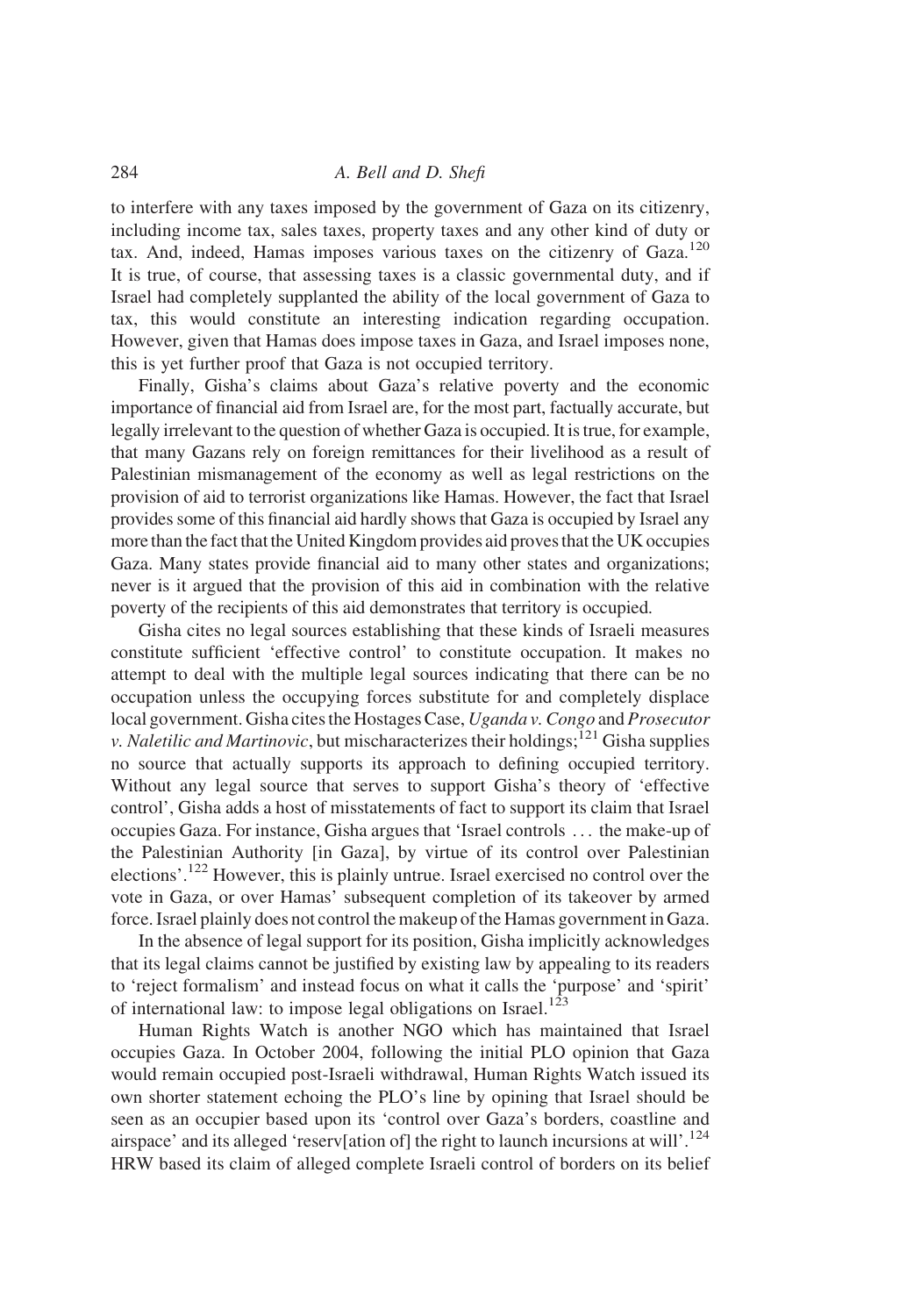to interfere with any taxes imposed by the government of Gaza on its citizenry, including income tax, sales taxes, property taxes and any other kind of duty or tax. And, indeed, Hamas imposes various taxes on the citizenry of Gaza.[120] It is true, of course, that assessing taxes is a classic governmental duty, and if Israel had completely supplanted the ability of the local government of Gaza to tax, this would constitute an interesting indication regarding occupation. However, given that Hamas does impose taxes in Gaza, and Israel imposes none, this is yet further proof that Gaza is not occupied territory.

Finally, Gisha's claims about Gaza's relative poverty and the economic importance of financial aid from Israel are, for the most part, factually accurate, but legally irrelevant to the question of whether Gaza is occupied. It is true, for example, that many Gazans rely on foreign remittances for their livelihood as a result of Palestinian mismanagement of the economy as well as legal restrictions on the provision of aid to terrorist organizations like Hamas. However, the fact that Israel provides some of this financial aid hardly shows that Gaza is occupied by Israel any more than the fact that the United Kingdom provides aid proves that the UK occupies Gaza. Many states provide financial aid to many other states and organizations; never is it argued that the provision of this aid in combination with the relative poverty of the recipients of this aid demonstrates that territory is occupied.

Gisha cites no legal sources establishing that these kinds of Israeli measures constitute sufficient 'effective control' to constitute occupation. It makes no attempt to deal with the multiple legal sources indicating that there can be no occupation unless the occupying forces substitute for and completely displace local government. Gisha cites the Hostages Case, *Uganda v. Congo* and *Prosecutor v. Naletilic and Martinovic*, but mischaracterizes their holdings;[121] Gisha supplies no source that actually supports its approach to defining occupied territory. Without any legal source that serves to support Gisha's theory of 'effective control', Gisha adds a host of misstatements of fact to support its claim that Israel occupies Gaza. For instance, Gisha argues that 'Israel controls … the make-up of the Palestinian Authority [in Gaza], by virtue of its control over Palestinian elections'.[122] However, this is plainly untrue. Israel exercised no control over the vote in Gaza, or over Hamas' subsequent completion of its takeover by armed force. Israel plainly does not control the makeup of the Hamas government in Gaza.

In the absence of legal support for its position, Gisha implicitly acknowledges that its legal claims cannot be justified by existing law by appealing to its readers to 'reject formalism' and instead focus on what it calls the 'purpose' and 'spirit' of international law: to impose legal obligations on Israel.[123]

Human Rights Watch is another NGO which has maintained that Israel occupies Gaza. In October 2004, following the initial PLO opinion that Gaza would remain occupied post-Israeli withdrawal, Human Rights Watch issued its own shorter statement echoing the PLO's line by opining that Israel should be seen as an occupier based upon its 'control over Gaza's borders, coastline and airspace' and its alleged 'reserv[ation of] the right to launch incursions at will'.[124] HRW based its claim of alleged complete Israeli control of borders on its belief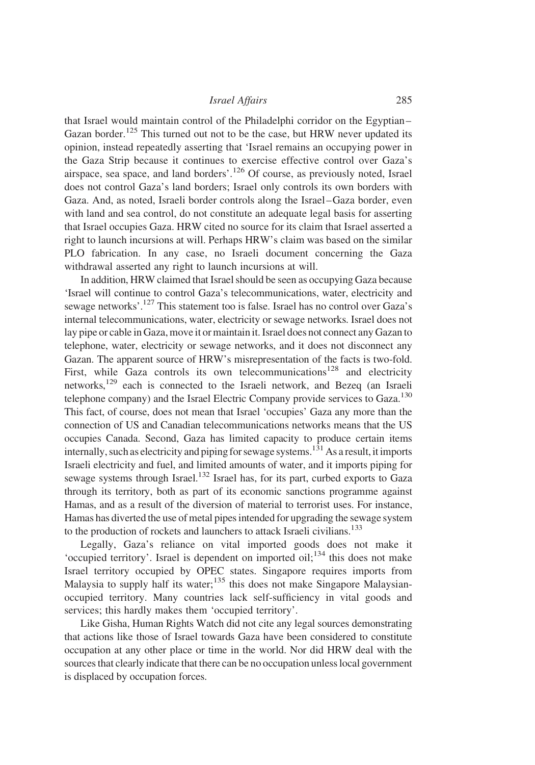that Israel would maintain control of the Philadelphi corridor on the Egyptian–Gazan border.[125] This turned out not to be the case, but HRW never updated its opinion, instead repeatedly asserting that 'Israel remains an occupying power in the Gaza Strip because it continues to exercise effective control over Gaza's airspace, sea space, and land borders'.[126] Of course, as previously noted, Israel does not control Gaza's land borders; Israel only controls its own borders with Gaza. And, as noted, Israeli border controls along the Israel–Gaza border, even with land and sea control, do not constitute an adequate legal basis for asserting that Israel occupies Gaza. HRW cited no source for its claim that Israel asserted a right to launch incursions at will. Perhaps HRW's claim was based on the similar PLO fabrication. In any case, no Israeli document concerning the Gaza withdrawal asserted any right to launch incursions at will.

In addition, HRW claimed that Israel should be seen as occupying Gaza because 'Israel will continue to control Gaza's telecommunications, water, electricity and sewage networks'.[127] This statement too is false. Israel has no control over Gaza's internal telecommunications, water, electricity or sewage networks. Israel does not lay pipe or cable in Gaza, move it or maintain it. Israel does not connect any Gazan to telephone, water, electricity or sewage networks, and it does not disconnect any Gazan. The apparent source of HRW's misrepresentation of the facts is two-fold. First, while Gaza controls its own telecommunications[128] and electricity networks,[129] each is connected to the Israeli network, and Bezeq (an Israeli telephone company) and the Israel Electric Company provide services to Gaza.[130] This fact, of course, does not mean that Israel 'occupies' Gaza any more than the connection of US and Canadian telecommunications networks means that the US occupies Canada. Second, Gaza has limited capacity to produce certain items internally, such as electricity and piping for sewage systems.[131] As a result, it imports Israeli electricity and fuel, and limited amounts of water, and it imports piping for sewage systems through Israel.[132] Israel has, for its part, curbed exports to Gaza through its territory, both as part of its economic sanctions programme against Hamas, and as a result of the diversion of material to terrorist uses. For instance, Hamas has diverted the use of metal pipes intended for upgrading the sewage system to the production of rockets and launchers to attack Israeli civilians.[133]

Legally, Gaza's reliance on vital imported goods does not make it 'occupied territory'. Israel is dependent on imported oil;[134] this does not make Israel territory occupied by OPEC states. Singapore requires imports from Malaysia to supply half its water;[135] this does not make Singapore Malaysian-occupied territory. Many countries lack self-sufficiency in vital goods and services; this hardly makes them 'occupied territory'.

Like Gisha, Human Rights Watch did not cite any legal sources demonstrating that actions like those of Israel towards Gaza have been considered to constitute occupation at any other place or time in the world. Nor did HRW deal with the sources that clearly indicate that there can be no occupation unless local government is displaced by occupation forces.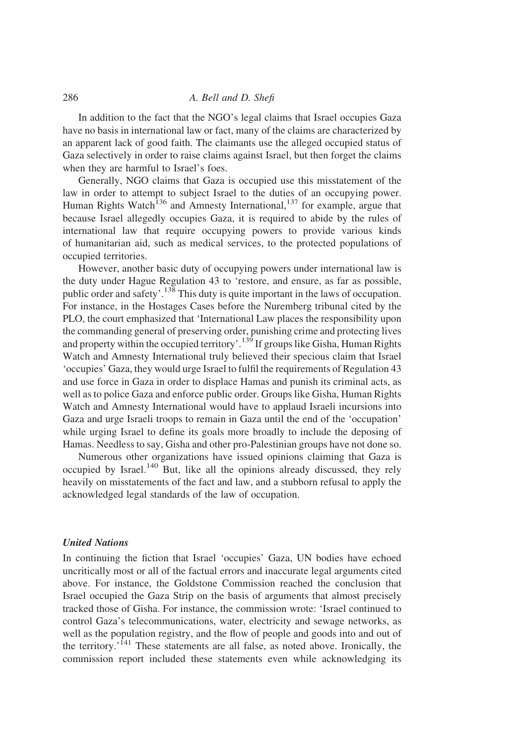In addition to the fact that the NGO's legal claims that Israel occupies Gaza have no basis in international law or fact, many of the claims are characterized by an apparent lack of good faith. The claimants use the alleged occupied status of Gaza selectively in order to raise claims against Israel, but then forget the claims when they are harmful to Israel's foes.

Generally, NGO claims that Gaza is occupied use this misstatement of the law in order to attempt to subject Israel to the duties of an occupying power. Human Rights Watch[136] and Amnesty International,[137] for example, argue that because Israel allegedly occupies Gaza, it is required to abide by the rules of international law that require occupying powers to provide various kinds of humanitarian aid, such as medical services, to the protected populations of occupied territories.

However, another basic duty of occupying powers under international law is the duty under Hague Regulation 43 to 'restore, and ensure, as far as possible, public order and safety'.[138] This duty is quite important in the laws of occupation. For instance, in the Hostages Cases before the Nuremberg tribunal cited by the PLO, the court emphasized that 'International Law places the responsibility upon the commanding general of preserving order, punishing crime and protecting lives and property within the occupied territory'.[139] If groups like Gisha, Human Rights Watch and Amnesty International truly believed their specious claim that Israel 'occupies' Gaza, they would urge Israel to fulfil the requirements of Regulation 43 and use force in Gaza in order to displace Hamas and punish its criminal acts, as well as to police Gaza and enforce public order. Groups like Gisha, Human Rights Watch and Amnesty International would have to applaud Israeli incursions into Gaza and urge Israeli troops to remain in Gaza until the end of the 'occupation' while urging Israel to define its goals more broadly to include the deposing of Hamas. Needless to say, Gisha and other pro-Palestinian groups have not done so.

Numerous other organizations have issued opinions claiming that Gaza is occupied by Israel.[140] But, like all the opinions already discussed, they rely heavily on misstatements of the fact and law, and a stubborn refusal to apply the acknowledged legal standards of the law of occupation.

### *United Nations*

In continuing the fiction that Israel 'occupies' Gaza, UN bodies have echoed uncritically most or all of the factual errors and inaccurate legal arguments cited above. For instance, the Goldstone Commission reached the conclusion that Israel occupied the Gaza Strip on the basis of arguments that almost precisely tracked those of Gisha. For instance, the commission wrote: 'Israel continued to control Gaza's telecommunications, water, electricity and sewage networks, as well as the population registry, and the flow of people and goods into and out of the territory.'[141] These statements are all false, as noted above. Ironically, the commission report included these statements even while acknowledging its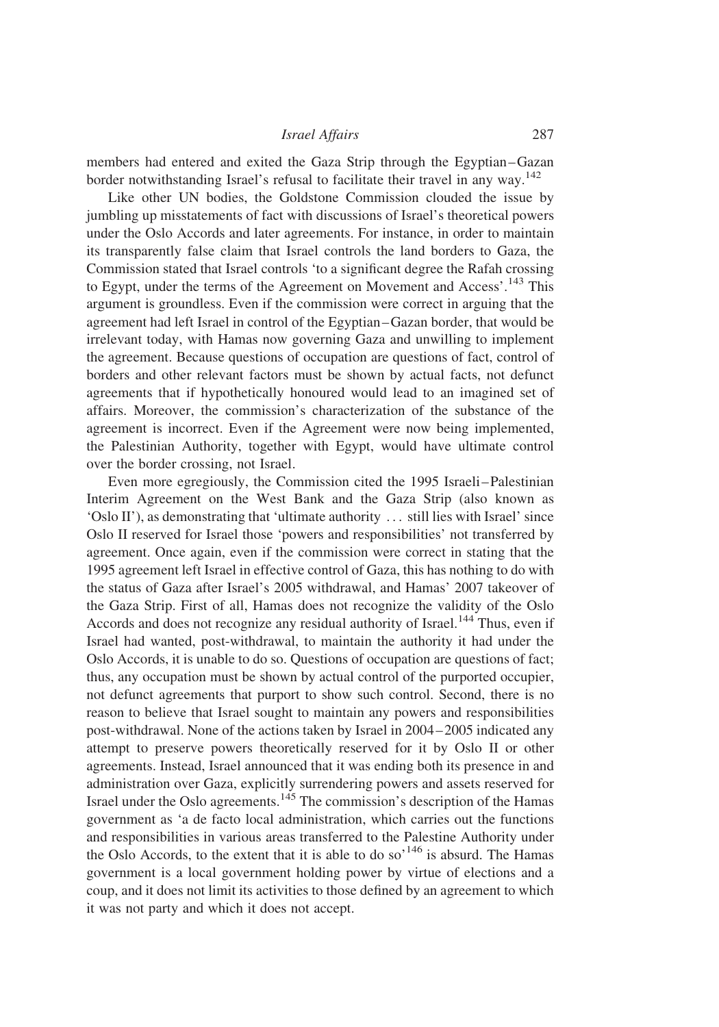members had entered and exited the Gaza Strip through the Egyptian–Gazan border notwithstanding Israel's refusal to facilitate their travel in any way.[142]

Like other UN bodies, the Goldstone Commission clouded the issue by jumbling up misstatements of fact with discussions of Israel's theoretical powers under the Oslo Accords and later agreements. For instance, in order to maintain its transparently false claim that Israel controls the land borders to Gaza, the Commission stated that Israel controls 'to a significant degree the Rafah crossing to Egypt, under the terms of the Agreement on Movement and Access'.[143] This argument is groundless. Even if the commission were correct in arguing that the agreement had left Israel in control of the Egyptian–Gazan border, that would be irrelevant today, with Hamas now governing Gaza and unwilling to implement the agreement. Because questions of occupation are questions of fact, control of borders and other relevant factors must be shown by actual facts, not defunct agreements that if hypothetically honoured would lead to an imagined set of affairs. Moreover, the commission's characterization of the substance of the agreement is incorrect. Even if the Agreement were now being implemented, the Palestinian Authority, together with Egypt, would have ultimate control over the border crossing, not Israel.

Even more egregiously, the Commission cited the 1995 Israeli–Palestinian Interim Agreement on the West Bank and the Gaza Strip (also known as 'Oslo II'), as demonstrating that 'ultimate authority ... still lies with Israel' since Oslo II reserved for Israel those 'powers and responsibilities' not transferred by agreement. Once again, even if the commission were correct in stating that the 1995 agreement left Israel in effective control of Gaza, this has nothing to do with the status of Gaza after Israel's 2005 withdrawal, and Hamas' 2007 takeover of the Gaza Strip. First of all, Hamas does not recognize the validity of the Oslo Accords and does not recognize any residual authority of Israel.[144] Thus, even if Israel had wanted, post-withdrawal, to maintain the authority it had under the Oslo Accords, it is unable to do so. Questions of occupation are questions of fact; thus, any occupation must be shown by actual control of the purported occupier, not defunct agreements that purport to show such control. Second, there is no reason to believe that Israel sought to maintain any powers and responsibilities post-withdrawal. None of the actions taken by Israel in 2004–2005 indicated any attempt to preserve powers theoretically reserved for it by Oslo II or other agreements. Instead, Israel announced that it was ending both its presence in and administration over Gaza, explicitly surrendering powers and assets reserved for Israel under the Oslo agreements.[145] The commission's description of the Hamas government as 'a de facto local administration, which carries out the functions and responsibilities in various areas transferred to the Palestine Authority under the Oslo Accords, to the extent that it is able to do so'[146] is absurd. The Hamas government is a local government holding power by virtue of elections and a coup, and it does not limit its activities to those defined by an agreement to which it was not party and which it does not accept.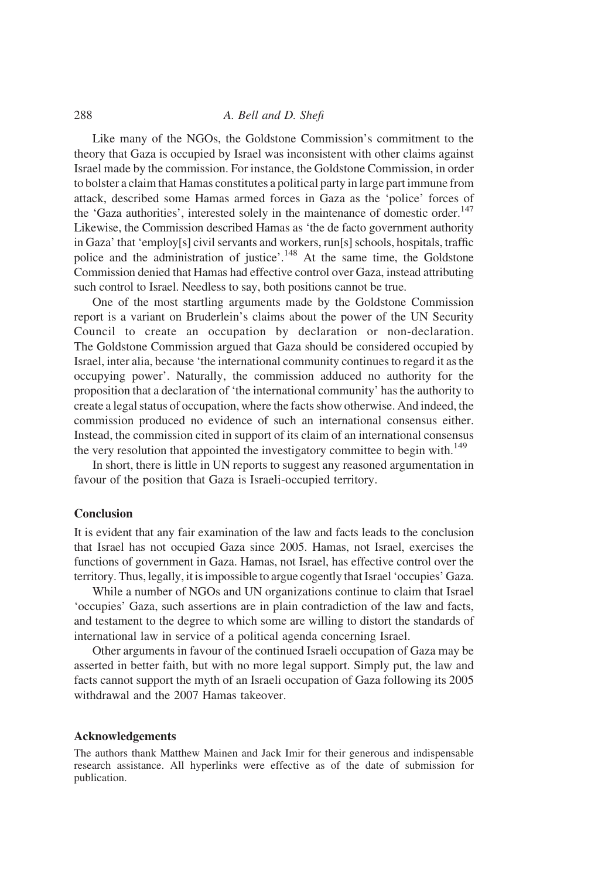Like many of the NGOs, the Goldstone Commission's commitment to the theory that Gaza is occupied by Israel was inconsistent with other claims against Israel made by the commission. For instance, the Goldstone Commission, in order to bolster a claim that Hamas constitutes a political party in large part immune from attack, described some Hamas armed forces in Gaza as the 'police' forces of the 'Gaza authorities', interested solely in the maintenance of domestic order.[147] Likewise, the Commission described Hamas as 'the de facto government authority in Gaza' that 'employ[s] civil servants and workers, run[s] schools, hospitals, traffic police and the administration of justice'.[148] At the same time, the Goldstone Commission denied that Hamas had effective control over Gaza, instead attributing such control to Israel. Needless to say, both positions cannot be true.

One of the most startling arguments made by the Goldstone Commission report is a variant on Bruderlein's claims about the power of the UN Security Council to create an occupation by declaration or non-declaration. The Goldstone Commission argued that Gaza should be considered occupied by Israel, inter alia, because 'the international community continues to regard it as the occupying power'. Naturally, the commission adduced no authority for the proposition that a declaration of 'the international community' has the authority to create a legal status of occupation, where the facts show otherwise. And indeed, the commission produced no evidence of such an international consensus either. Instead, the commission cited in support of its claim of an international consensus the very resolution that appointed the investigatory committee to begin with.[149]

In short, there is little in UN reports to suggest any reasoned argumentation in favour of the position that Gaza is Israeli-occupied territory.

## Conclusion

It is evident that any fair examination of the law and facts leads to the conclusion that Israel has not occupied Gaza since 2005. Hamas, not Israel, exercises the functions of government in Gaza. Hamas, not Israel, has effective control over the territory. Thus, legally, it is impossible to argue cogently that Israel 'occupies' Gaza.

While a number of NGOs and UN organizations continue to claim that Israel 'occupies' Gaza, such assertions are in plain contradiction of the law and facts, and testament to the degree to which some are willing to distort the standards of international law in service of a political agenda concerning Israel.

Other arguments in favour of the continued Israeli occupation of Gaza may be asserted in better faith, but with no more legal support. Simply put, the law and facts cannot support the myth of an Israeli occupation of Gaza following its 2005 withdrawal and the 2007 Hamas takeover.

## Acknowledgements

The authors thank Matthew Mainen and Jack Imir for their generous and indispensable research assistance. All hyperlinks were effective as of the date of submission for publication.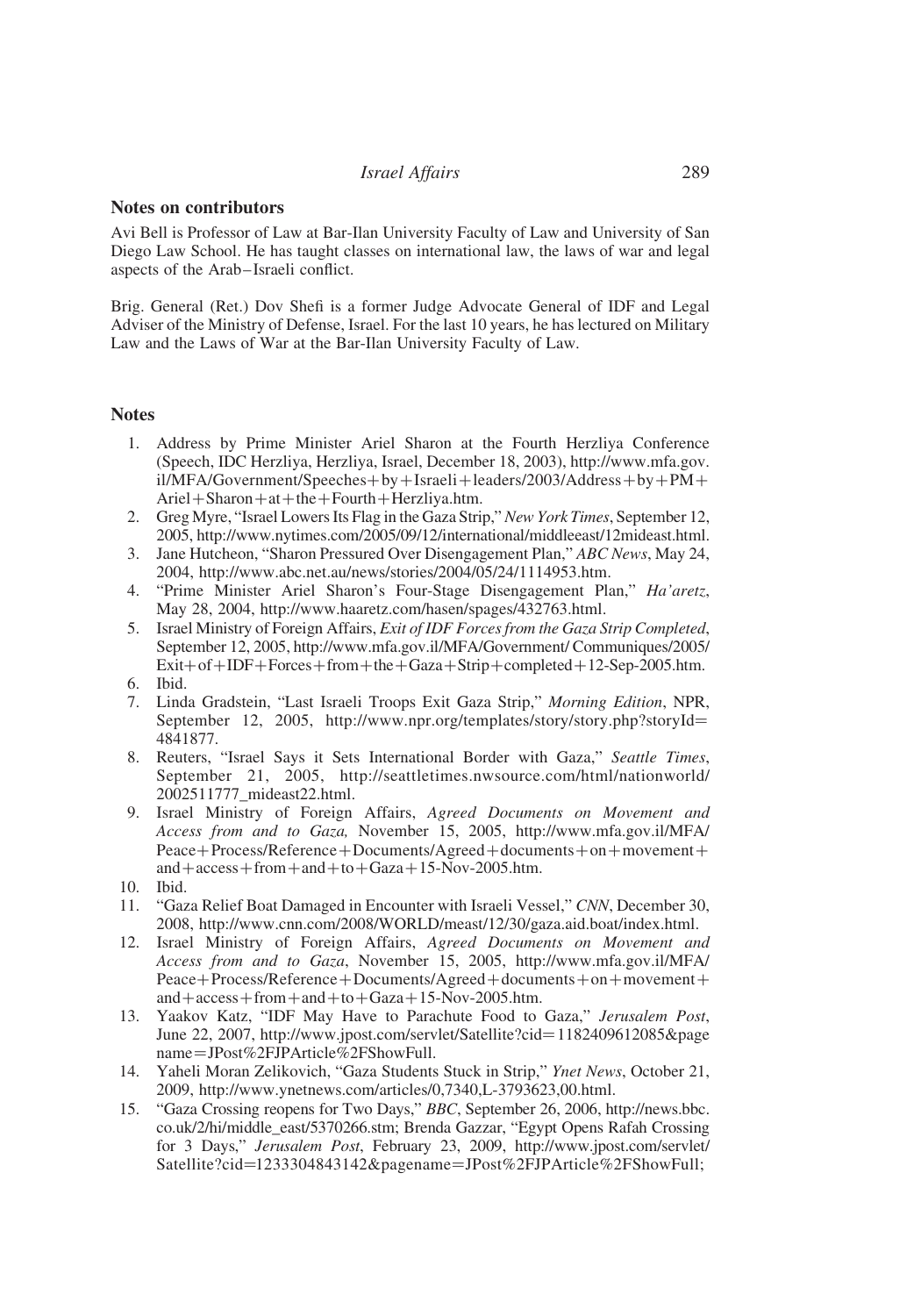## Notes on contributors

Avi Bell is Professor of Law at Bar-Ilan University Faculty of Law and University of San Diego Law School. He has taught classes on international law, the laws of war and legal aspects of the Arab–Israeli conflict.

Brig. General (Ret.) Dov Shefi is a former Judge Advocate General of IDF and Legal Adviser of the Ministry of Defense, Israel. For the last 10 years, he has lectured on Military Law and the Laws of War at the Bar-Ilan University Faculty of Law.

## Notes

1. Address by Prime Minister Ariel Sharon at the Fourth Herzliya Conference (Speech, IDC Herzliya, Herzliya, Israel, December 18, 2003), http://www.mfa.gov.il/MFA/Government/Speeches+by+Israeli+leaders/2003/Address+by+PM+Ariel+Sharon+at+the+Fourth+Herzliya.htm.
2. Greg Myre, "Israel Lowers Its Flag in the Gaza Strip," *New York Times*, September 12, 2005, http://www.nytimes.com/2005/09/12/international/middleeast/12mideast.html.
3. Jane Hutcheon, "Sharon Pressured Over Disengagement Plan," *ABC News*, May 24, 2004, http://www.abc.net.au/news/stories/2004/05/24/1114953.htm.
4. "Prime Minister Ariel Sharon's Four-Stage Disengagement Plan," *Ha'aretz*, May 28, 2004, http://www.haaretz.com/hasen/spages/432763.html.
5. Israel Ministry of Foreign Affairs, *Exit of IDF Forces from the Gaza Strip Completed*, September 12, 2005, http://www.mfa.gov.il/MFA/Government/ Communiques/2005/Exit+of+IDF+Forces+from+the+Gaza+Strip+completed+12-Sep-2005.htm.
6. Ibid.
7. Linda Gradstein, "Last Israeli Troops Exit Gaza Strip," *Morning Edition*, NPR, September 12, 2005, http://www.npr.org/templates/story/story.php?storyId=4841877.
8. Reuters, "Israel Says it Sets International Border with Gaza," *Seattle Times*, September 21, 2005, http://seattletimes.nwsource.com/html/nationworld/2002511777_mideast22.html.
9. Israel Ministry of Foreign Affairs, *Agreed Documents on Movement and Access from and to Gaza,* November 15, 2005, http://www.mfa.gov.il/MFA/Peace+Process/Reference+Documents/Agreed+documents+on+movement+and+access+from+and+to+Gaza+15-Nov-2005.htm.
10. Ibid.
11. "Gaza Relief Boat Damaged in Encounter with Israeli Vessel," *CNN*, December 30, 2008, http://www.cnn.com/2008/WORLD/meast/12/30/gaza.aid.boat/index.html.
12. Israel Ministry of Foreign Affairs, *Agreed Documents on Movement and Access from and to Gaza*, November 15, 2005, http://www.mfa.gov.il/MFA/Peace+Process/Reference+Documents/Agreed+documents+on+movement+and+access+from+and+to+Gaza+15-Nov-2005.htm.
13. Yaakov Katz, "IDF May Have to Parachute Food to Gaza," *Jerusalem Post*, June 22, 2007, http://www.jpost.com/servlet/Satellite?cid=1182409612085&pagename=JPost%2FJPArticle%2FShowFull.
14. Yaheli Moran Zelikovich, "Gaza Students Stuck in Strip," *Ynet News*, October 21, 2009, http://www.ynetnews.com/articles/0,7340,L-3793623,00.html.
15. "Gaza Crossing reopens for Two Days," *BBC*, September 26, 2006, http://news.bbc.co.uk/2/hi/middle_east/5370266.stm; Brenda Gazzar, "Egypt Opens Rafah Crossing for 3 Days," *Jerusalem Post*, February 23, 2009, http://www.jpost.com/servlet/Satellite?cid=1233304843142&pagename=JPost%2FJPArticle%2FShowFull;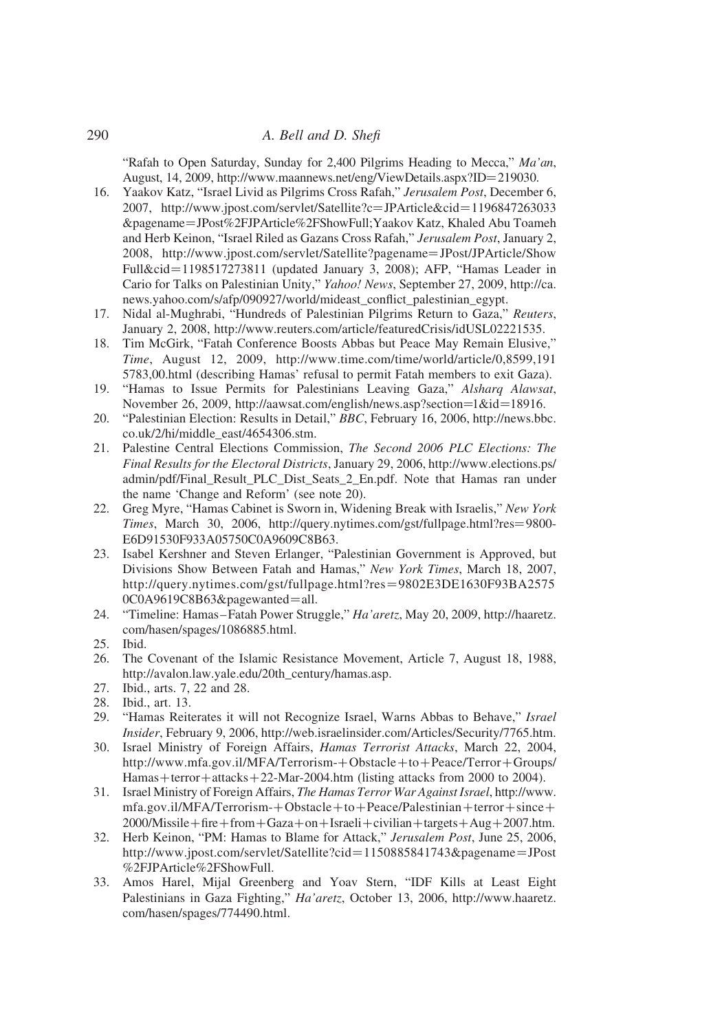"Rafah to Open Saturday, Sunday for 2,400 Pilgrims Heading to Mecca," *Ma'an*, August, 14, 2009, http://www.maannews.net/eng/ViewDetails.aspx?ID=219030.

16. Yaakov Katz, "Israel Livid as Pilgrims Cross Rafah," *Jerusalem Post*, December 6, 2007, http://www.jpost.com/servlet/Satellite?c=JPArticle&cid=1196847263033&pagename=JPost%2FJPArticle%2FShowFull;Yaakov Katz, Khaled Abu Toameh and Herb Keinon, "Israel Riled as Gazans Cross Rafah," *Jerusalem Post*, January 2, 2008, http://www.jpost.com/servlet/Satellite?pagename=JPost/JPArticle/ShowFull&cid=1198517273811 (updated January 3, 2008); AFP, "Hamas Leader in Cario for Talks on Palestinian Unity," *Yahoo! News*, September 27, 2009, http://ca.news.yahoo.com/s/afp/090927/world/mideast_conflict_palestinian_egypt.
17. Nidal al-Mughrabi, "Hundreds of Palestinian Pilgrims Return to Gaza," *Reuters*, January 2, 2008, http://www.reuters.com/article/featuredCrisis/idUSL02221535.
18. Tim McGirk, "Fatah Conference Boosts Abbas but Peace May Remain Elusive," *Time*, August 12, 2009, http://www.time.com/time/world/article/0,8599,1915783,00.html (describing Hamas' refusal to permit Fatah members to exit Gaza).
19. "Hamas to Issue Permits for Palestinians Leaving Gaza," *Alsharq Alawsat*, November 26, 2009, http://aawsat.com/english/news.asp?section=1&id=18916.
20. "Palestinian Election: Results in Detail," *BBC*, February 16, 2006, http://news.bbc.co.uk/2/hi/middle_east/4654306.stm.
21. Palestine Central Elections Commission, *The Second 2006 PLC Elections: The Final Results for the Electoral Districts*, January 29, 2006, http://www.elections.ps/admin/pdf/Final_Result_PLC_Dist_Seats_2_En.pdf. Note that Hamas ran under the name 'Change and Reform' (see note 20).
22. Greg Myre, "Hamas Cabinet is Sworn in, Widening Break with Israelis," *New York Times*, March 30, 2006, http://query.nytimes.com/gst/fullpage.html?res=9800E6D91530F933A05750C0A9609C8B63.
23. Isabel Kershner and Steven Erlanger, "Palestinian Government is Approved, but Divisions Show Between Fatah and Hamas," *New York Times*, March 18, 2007, http://query.nytimes.com/gst/fullpage.html?res=9802E3DE1630F93BA25750C0A9619C8B63&pagewanted=all.
24. "Timeline: Hamas–Fatah Power Struggle," *Ha'aretz*, May 20, 2009, http://haaretz.com/hasen/spages/1086885.html.
25. Ibid.
26. The Covenant of the Islamic Resistance Movement, Article 7, August 18, 1988, http://avalon.law.yale.edu/20th_century/hamas.asp.
27. Ibid., arts. 7, 22 and 28.
28. Ibid., art. 13.
29. "Hamas Reiterates it will not Recognize Israel, Warns Abbas to Behave," *Israel Insider*, February 9, 2006, http://web.israelinsider.com/Articles/Security/7765.htm.
30. Israel Ministry of Foreign Affairs, *Hamas Terrorist Attacks*, March 22, 2004, http://www.mfa.gov.il/MFA/Terrorism-+Obstacle+to+Peace/Terror+Groups/Hamas+terror+attacks+22-Mar-2004.htm (listing attacks from 2000 to 2004).
31. Israel Ministry of Foreign Affairs, *The Hamas Terror War Against Israel*, http://www.mfa.gov.il/MFA/Terrorism-+Obstacle+to+Peace/Palestinian+terror+since+2000/Missile+fire+from+Gaza+on+Israeli+civilian+targets+Aug+2007.htm.
32. Herb Keinon, "PM: Hamas to Blame for Attack," *Jerusalem Post*, June 25, 2006, http://www.jpost.com/servlet/Satellite?cid=1150885841743&pagename=JPost%2FJPArticle%2FShowFull.
33. Amos Harel, Mijal Greenberg and Yoav Stern, "IDF Kills at Least Eight Palestinians in Gaza Fighting," *Ha'aretz*, October 13, 2006, http://www.haaretz.com/hasen/spages/774490.html.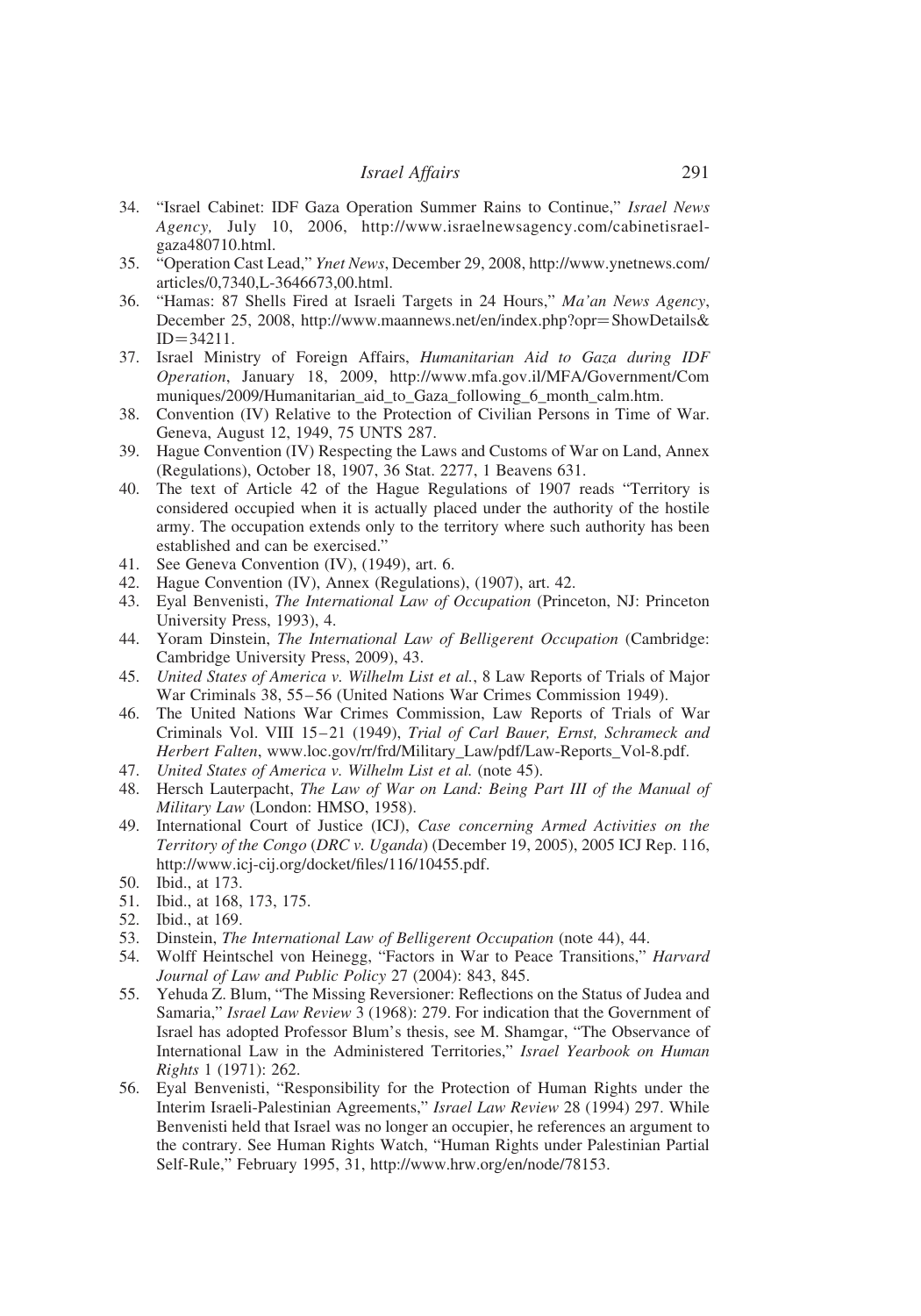34. "Israel Cabinet: IDF Gaza Operation Summer Rains to Continue," *Israel News Agency,* July 10, 2006, http://www.israelnewsagency.com/cabinetisraelgaza480710.html.
35. "Operation Cast Lead," *Ynet News*, December 29, 2008, http://www.ynetnews.com/articles/0,7340,L-3646673,00.html.
36. "Hamas: 87 Shells Fired at Israeli Targets in 24 Hours," *Ma'an News Agency*, December 25, 2008, http://www.maannews.net/en/index.php?opr=ShowDetails&ID=34211.
37. Israel Ministry of Foreign Affairs, *Humanitarian Aid to Gaza during IDF Operation*, January 18, 2009, http://www.mfa.gov.il/MFA/Government/Communiques/2009/Humanitarian_aid_to_Gaza_following_6_month_calm.htm.
38. Convention (IV) Relative to the Protection of Civilian Persons in Time of War. Geneva, August 12, 1949, 75 UNTS 287.
39. Hague Convention (IV) Respecting the Laws and Customs of War on Land, Annex (Regulations), October 18, 1907, 36 Stat. 2277, 1 Beavens 631.
40. The text of Article 42 of the Hague Regulations of 1907 reads "Territory is considered occupied when it is actually placed under the authority of the hostile army. The occupation extends only to the territory where such authority has been established and can be exercised."
41. See Geneva Convention (IV), (1949), art. 6.
42. Hague Convention (IV), Annex (Regulations), (1907), art. 42.
43. Eyal Benvenisti, *The International Law of Occupation* (Princeton, NJ: Princeton University Press, 1993), 4.
44. Yoram Dinstein, *The International Law of Belligerent Occupation* (Cambridge: Cambridge University Press, 2009), 43.
45. *United States of America v. Wilhelm List et al.*, 8 Law Reports of Trials of Major War Criminals 38, 55–56 (United Nations War Crimes Commission 1949).
46. The United Nations War Crimes Commission, Law Reports of Trials of War Criminals Vol. VIII 15–21 (1949), *Trial of Carl Bauer, Ernst, Schrameck and Herbert Falten*, www.loc.gov/rr/frd/Military_Law/pdf/Law-Reports_Vol-8.pdf.
47. *United States of America v. Wilhelm List et al.* (note 45).
48. Hersch Lauterpacht, *The Law of War on Land: Being Part III of the Manual of Military Law* (London: HMSO, 1958).
49. International Court of Justice (ICJ), *Case concerning Armed Activities on the Territory of the Congo* (*DRC v. Uganda*) (December 19, 2005), 2005 ICJ Rep. 116, http://www.icj-cij.org/docket/files/116/10455.pdf.
50. Ibid., at 173.
51. Ibid., at 168, 173, 175.
52. Ibid., at 169.
53. Dinstein, *The International Law of Belligerent Occupation* (note 44), 44.
54. Wolff Heintschel von Heinegg, "Factors in War to Peace Transitions," *Harvard Journal of Law and Public Policy* 27 (2004): 843, 845.
55. Yehuda Z. Blum, "The Missing Reversioner: Reflections on the Status of Judea and Samaria," *Israel Law Review* 3 (1968): 279. For indication that the Government of Israel has adopted Professor Blum's thesis, see M. Shamgar, "The Observance of International Law in the Administered Territories," *Israel Yearbook on Human Rights* 1 (1971): 262.
56. Eyal Benvenisti, "Responsibility for the Protection of Human Rights under the Interim Israeli-Palestinian Agreements," *Israel Law Review* 28 (1994) 297. While Benvenisti held that Israel was no longer an occupier, he references an argument to the contrary. See Human Rights Watch, "Human Rights under Palestinian Partial Self-Rule," February 1995, 31, http://www.hrw.org/en/node/78153.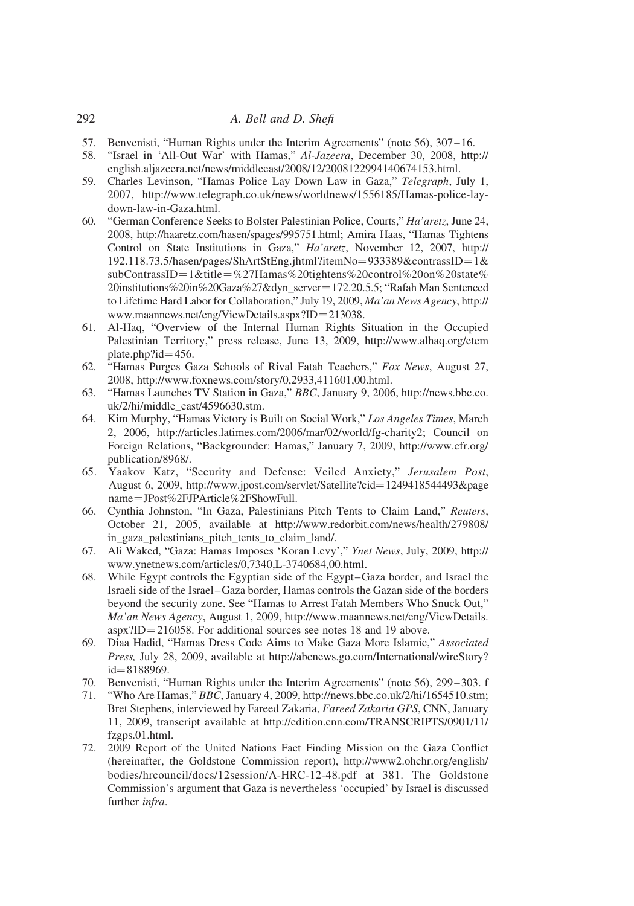57. Benvenisti, "Human Rights under the Interim Agreements" (note 56), 307–16.
58. "Israel in 'All-Out War' with Hamas," *Al-Jazeera*, December 30, 2008, http://english.aljazeera.net/news/middleeast/2008/12/2008122994140674153.html.
59. Charles Levinson, "Hamas Police Lay Down Law in Gaza," *Telegraph*, July 1, 2007, http://www.telegraph.co.uk/news/worldnews/1556185/Hamas-police-lay-down-law-in-Gaza.html.
60. "German Conference Seeks to Bolster Palestinian Police, Courts," *Ha'aretz*, June 24, 2008, http://haaretz.com/hasen/spages/995751.html; Amira Haas, "Hamas Tightens Control on State Institutions in Gaza," *Ha'aretz*, November 12, 2007, http://192.118.73.5/hasen/pages/ShArtStEng.jhtml?itemNo=933389&contrassID=1&subContrassID=1&title=%27Hamas%20tightens%20control%20on%20state%20institutions%20in%20Gaza%27&dyn_server=172.20.5.5; "Rafah Man Sentenced to Lifetime Hard Labor for Collaboration," July 19, 2009, *Ma'an News Agency*, http://www.maannews.net/eng/ViewDetails.aspx?ID=213038.
61. Al-Haq, "Overview of the Internal Human Rights Situation in the Occupied Palestinian Territory," press release, June 13, 2009, http://www.alhaq.org/etemplate.php?id=456.
62. "Hamas Purges Gaza Schools of Rival Fatah Teachers," *Fox News*, August 27, 2008, http://www.foxnews.com/story/0,2933,411601,00.html.
63. "Hamas Launches TV Station in Gaza," *BBC*, January 9, 2006, http://news.bbc.co.uk/2/hi/middle_east/4596630.stm.
64. Kim Murphy, "Hamas Victory is Built on Social Work," *Los Angeles Times*, March 2, 2006, http://articles.latimes.com/2006/mar/02/world/fg-charity2; Council on Foreign Relations, "Backgrounder: Hamas," January 7, 2009, http://www.cfr.org/publication/8968/.
65. Yaakov Katz, "Security and Defense: Veiled Anxiety," *Jerusalem Post*, August 6, 2009, http://www.jpost.com/servlet/Satellite?cid=1249418544493&pagename=JPost%2FJPArticle%2FShowFull.
66. Cynthia Johnston, "In Gaza, Palestinians Pitch Tents to Claim Land," *Reuters*, October 21, 2005, available at http://www.redorbit.com/news/health/279808/in_gaza_palestinians_pitch_tents_to_claim_land/.
67. Ali Waked, "Gaza: Hamas Imposes 'Koran Levy'," *Ynet News*, July, 2009, http://www.ynetnews.com/articles/0,7340,L-3740684,00.html.
68. While Egypt controls the Egyptian side of the Egypt–Gaza border, and Israel the Israeli side of the Israel–Gaza border, Hamas controls the Gazan side of the borders beyond the security zone. See "Hamas to Arrest Fatah Members Who Snuck Out," *Ma'an News Agency*, August 1, 2009, http://www.maannews.net/eng/ViewDetails.aspx?ID=216058. For additional sources see notes 18 and 19 above.
69. Diaa Hadid, "Hamas Dress Code Aims to Make Gaza More Islamic," *Associated Press,* July 28, 2009, available at http://abcnews.go.com/International/wireStory?id=8188969.
70. Benvenisti, "Human Rights under the Interim Agreements" (note 56), 299–303. f
71. "Who Are Hamas," *BBC*, January 4, 2009, http://news.bbc.co.uk/2/hi/1654510.stm; Bret Stephens, interviewed by Fareed Zakaria, *Fareed Zakaria GPS*, CNN, January 11, 2009, transcript available at http://edition.cnn.com/TRANSCRIPTS/0901/11/fzgps.01.html.
72. 2009 Report of the United Nations Fact Finding Mission on the Gaza Conflict (hereinafter, the Goldstone Commission report), http://www2.ohchr.org/english/bodies/hrcouncil/docs/12session/A-HRC-12-48.pdf at 381. The Goldstone Commission's argument that Gaza is nevertheless 'occupied' by Israel is discussed further *infra*.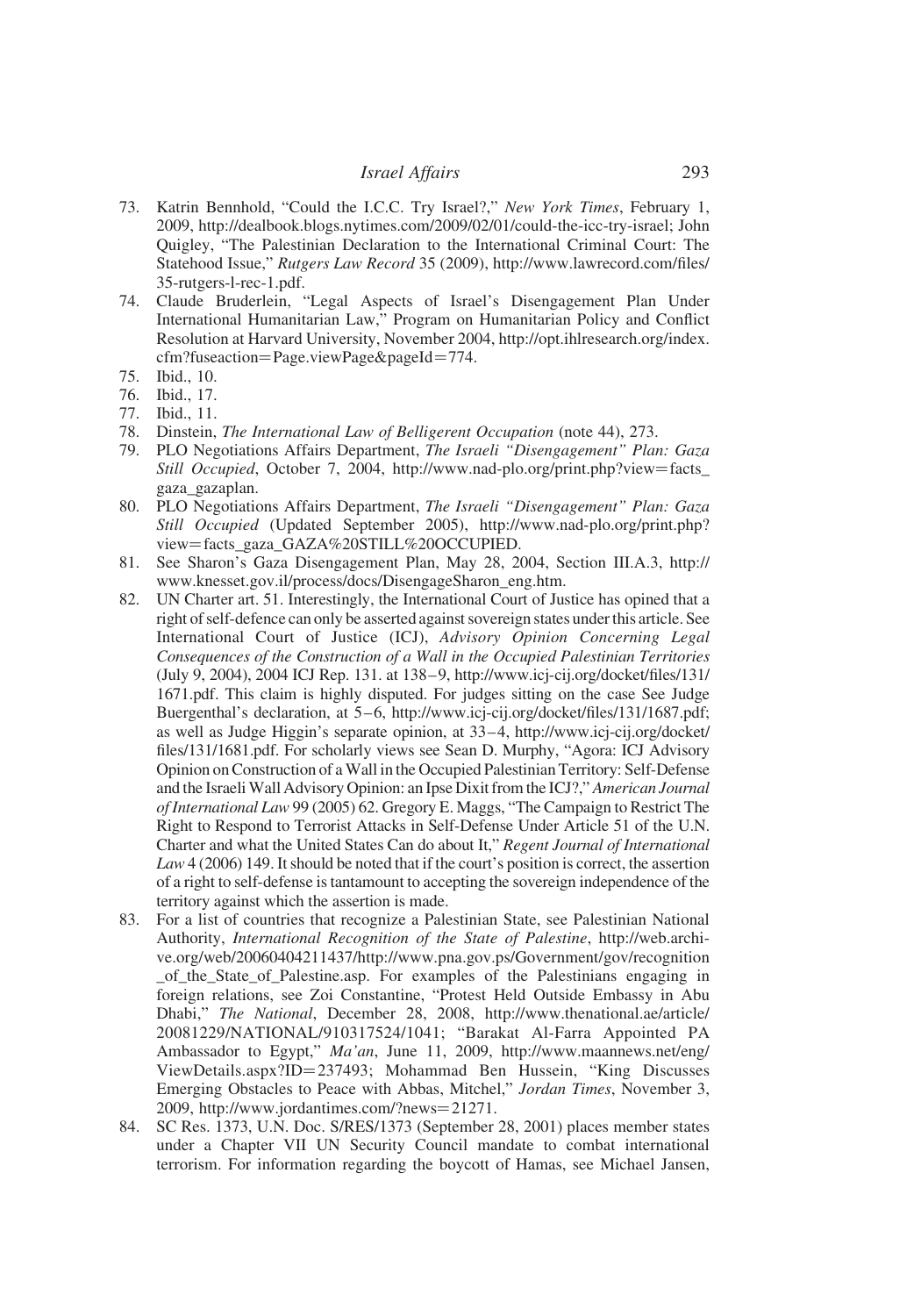73. Katrin Bennhold, "Could the I.C.C. Try Israel?," *New York Times*, February 1, 2009, http://dealbook.blogs.nytimes.com/2009/02/01/could-the-icc-try-israel; John Quigley, "The Palestinian Declaration to the International Criminal Court: The Statehood Issue," *Rutgers Law Record* 35 (2009), http://www.lawrecord.com/files/35-rutgers-l-rec-1.pdf.
74. Claude Bruderlein, "Legal Aspects of Israel's Disengagement Plan Under International Humanitarian Law," Program on Humanitarian Policy and Conflict Resolution at Harvard University, November 2004, http://opt.ihlresearch.org/index.cfm?fuseaction=Page.viewPage&pageId=774.
75. Ibid., 10.
76. Ibid., 17.
77. Ibid., 11.
78. Dinstein, *The International Law of Belligerent Occupation* (note 44), 273.
79. PLO Negotiations Affairs Department, *The Israeli "Disengagement" Plan: Gaza Still Occupied*, October 7, 2004, http://www.nad-plo.org/print.php?view=facts_gaza_gazaplan.
80. PLO Negotiations Affairs Department, *The Israeli "Disengagement" Plan: Gaza Still Occupied* (Updated September 2005), http://www.nad-plo.org/print.php?view=facts_gaza_GAZA%20STILL%20OCCUPIED.
81. See Sharon's Gaza Disengagement Plan, May 28, 2004, Section III.A.3, http://www.knesset.gov.il/process/docs/DisengageSharon_eng.htm.
82. UN Charter art. 51. Interestingly, the International Court of Justice has opined that a right of self-defence can only be asserted against sovereign states under this article. See International Court of Justice (ICJ), *Advisory Opinion Concerning Legal Consequences of the Construction of a Wall in the Occupied Palestinian Territories* (July 9, 2004), 2004 ICJ Rep. 131. at 138–9, http://www.icj-cij.org/docket/files/131/1671.pdf. This claim is highly disputed. For judges sitting on the case See Judge Buergenthal's declaration, at 5–6, http://www.icj-cij.org/docket/files/131/1687.pdf; as well as Judge Higgin's separate opinion, at 33–4, http://www.icj-cij.org/docket/files/131/1681.pdf. For scholarly views see Sean D. Murphy, "Agora: ICJ Advisory Opinion on Construction of a Wall in the Occupied Palestinian Territory: Self-Defense and the Israeli Wall Advisory Opinion: an Ipse Dixit from the ICJ?," *American Journal of International Law* 99 (2005) 62. Gregory E. Maggs, "The Campaign to Restrict The Right to Respond to Terrorist Attacks in Self-Defense Under Article 51 of the U.N. Charter and what the United States Can do about It," *Regent Journal of International Law* 4 (2006) 149. It should be noted that if the court's position is correct, the assertion of a right to self-defense is tantamount to accepting the sovereign independence of the territory against which the assertion is made.
83. For a list of countries that recognize a Palestinian State, see Palestinian National Authority, *International Recognition of the State of Palestine*, http://web.archive.org/web/20060404211437/http://www.pna.gov.ps/Government/gov/recognition_of_the_State_of_Palestine.asp. For examples of the Palestinians engaging in foreign relations, see Zoi Constantine, "Protest Held Outside Embassy in Abu Dhabi," *The National*, December 28, 2008, http://www.thenational.ae/article/20081229/NATIONAL/910317524/1041; "Barakat Al-Farra Appointed PA Ambassador to Egypt," *Ma'an*, June 11, 2009, http://www.maannews.net/eng/ViewDetails.aspx?ID=237493; Mohammad Ben Hussein, "King Discusses Emerging Obstacles to Peace with Abbas, Mitchel," *Jordan Times*, November 3, 2009, http://www.jordantimes.com/?news=21271.
84. SC Res. 1373, U.N. Doc. S/RES/1373 (September 28, 2001) places member states under a Chapter VII UN Security Council mandate to combat international terrorism. For information regarding the boycott of Hamas, see Michael Jansen,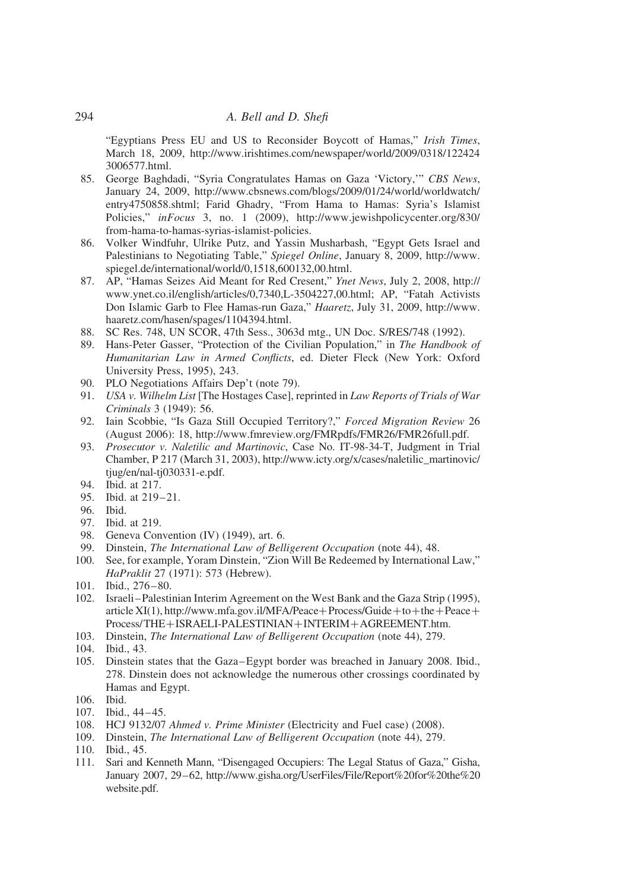"Egyptians Press EU and US to Reconsider Boycott of Hamas," *Irish Times*, March 18, 2009, http://www.irishtimes.com/newspaper/world/2009/0318/1224243006577.html.

85. George Baghdadi, "Syria Congratulates Hamas on Gaza 'Victory,'" *CBS News*, January 24, 2009, http://www.cbsnews.com/blogs/2009/01/24/world/worldwatch/entry4750858.shtml; Farid Ghadry, "From Hama to Hamas: Syria's Islamist Policies," *inFocus* 3, no. 1 (2009), http://www.jewishpolicycenter.org/830/from-hama-to-hamas-syrias-islamist-policies.
86. Volker Windfuhr, Ulrike Putz, and Yassin Musharbash, "Egypt Gets Israel and Palestinians to Negotiating Table," *Spiegel Online*, January 8, 2009, http://www.spiegel.de/international/world/0,1518,600132,00.html.
87. AP, "Hamas Seizes Aid Meant for Red Cresent," *Ynet News*, July 2, 2008, http://www.ynet.co.il/english/articles/0,7340,L-3504227,00.html; AP, "Fatah Activists Don Islamic Garb to Flee Hamas-run Gaza," *Haaretz*, July 31, 2009, http://www.haaretz.com/hasen/spages/1104394.html.
88. SC Res. 748, UN SCOR, 47th Sess., 3063d mtg., UN Doc. S/RES/748 (1992).
89. Hans-Peter Gasser, "Protection of the Civilian Population," in *The Handbook of Humanitarian Law in Armed Conflicts*, ed. Dieter Fleck (New York: Oxford University Press, 1995), 243.
90. PLO Negotiations Affairs Dep't (note 79).
91. *USA v. Wilhelm List* [The Hostages Case], reprinted in *Law Reports of Trials of War Criminals* 3 (1949): 56.
92. Iain Scobbie, "Is Gaza Still Occupied Territory?," *Forced Migration Review* 26 (August 2006): 18, http://www.fmreview.org/FMRpdfs/FMR26/FMR26full.pdf.
93. *Prosecutor v. Naletilic and Martinovic*, Case No. IT-98-34-T, Judgment in Trial Chamber, P 217 (March 31, 2003), http://www.icty.org/x/cases/naletilic_martinovic/tjug/en/nal-tj030331-e.pdf.
94. Ibid. at 217.
95. Ibid. at 219–21.
96. Ibid.
97. Ibid. at 219.
98. Geneva Convention (IV) (1949), art. 6.
99. Dinstein, *The International Law of Belligerent Occupation* (note 44), 48.
100. See, for example, Yoram Dinstein, "Zion Will Be Redeemed by International Law," *HaPraklit* 27 (1971): 573 (Hebrew).
101. Ibid., 276–80.
102. Israeli–Palestinian Interim Agreement on the West Bank and the Gaza Strip (1995), article XI(1), http://www.mfa.gov.il/MFA/Peace+Process/Guide+to+the+Peace+Process/THE+ISRAELI-PALESTINIAN+INTERIM+AGREEMENT.htm.
103. Dinstein, *The International Law of Belligerent Occupation* (note 44), 279.
104. Ibid., 43.
105. Dinstein states that the Gaza–Egypt border was breached in January 2008. Ibid., 278. Dinstein does not acknowledge the numerous other crossings coordinated by Hamas and Egypt.
106. Ibid.
107. Ibid., 44–45.
108. HCJ 9132/07 *Ahmed v. Prime Minister* (Electricity and Fuel case) (2008).
109. Dinstein, *The International Law of Belligerent Occupation* (note 44), 279.
110. Ibid., 45.
111. Sari and Kenneth Mann, "Disengaged Occupiers: The Legal Status of Gaza," Gisha, January 2007, 29–62, http://www.gisha.org/UserFiles/File/Report%20for%20the%20website.pdf.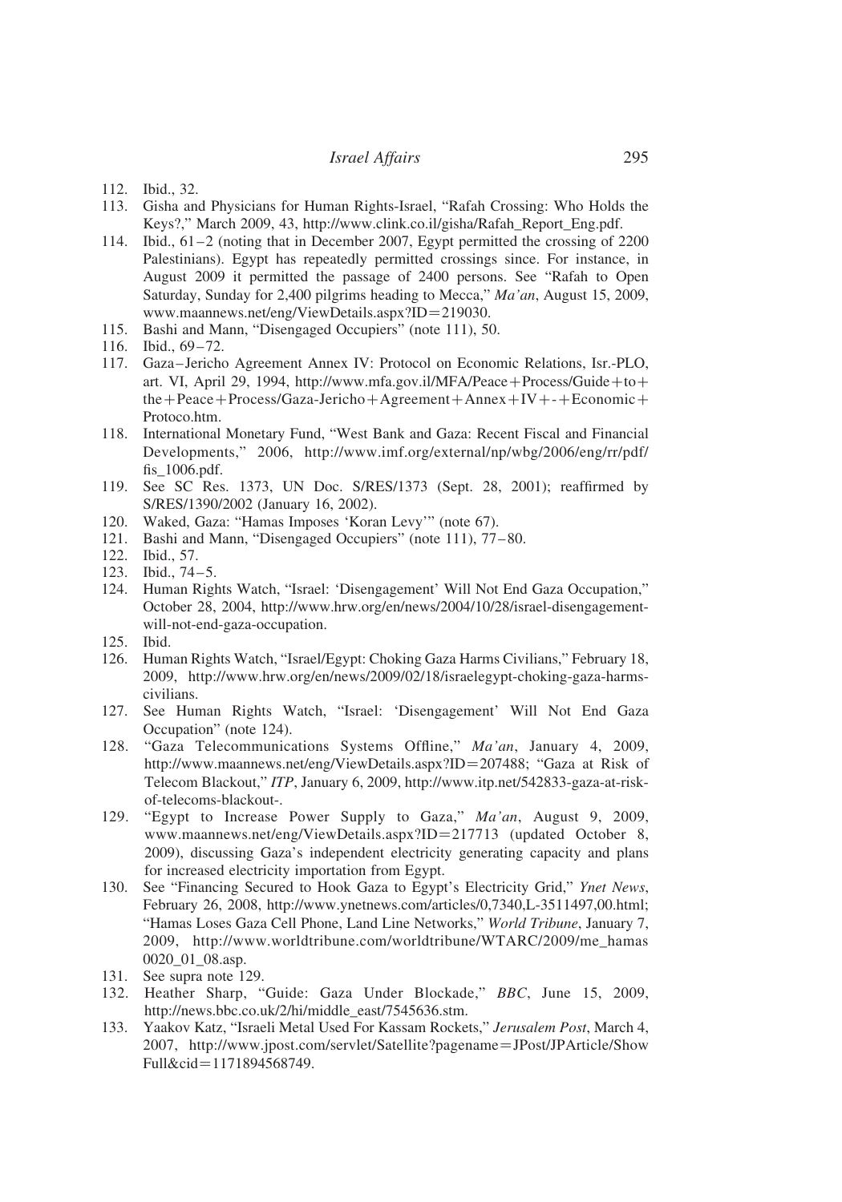112. Ibid., 32.
113. Gisha and Physicians for Human Rights-Israel, "Rafah Crossing: Who Holds the Keys?," March 2009, 43, http://www.clink.co.il/gisha/Rafah_Report_Eng.pdf.
114. Ibid., 61–2 (noting that in December 2007, Egypt permitted the crossing of 2200 Palestinians). Egypt has repeatedly permitted crossings since. For instance, in August 2009 it permitted the passage of 2400 persons. See "Rafah to Open Saturday, Sunday for 2,400 pilgrims heading to Mecca," *Ma'an*, August 15, 2009, www.maannews.net/eng/ViewDetails.aspx?ID=219030.
115. Bashi and Mann, "Disengaged Occupiers" (note 111), 50.
116. Ibid., 69–72.
117. Gaza–Jericho Agreement Annex IV: Protocol on Economic Relations, Isr.-PLO, art. VI, April 29, 1994, http://www.mfa.gov.il/MFA/Peace+Process/Guide+to+the+Peace+Process/Gaza-Jericho+Agreement+Annex+IV+-+Economic+Protoco.htm.
118. International Monetary Fund, "West Bank and Gaza: Recent Fiscal and Financial Developments," 2006, http://www.imf.org/external/np/wbg/2006/eng/rr/pdf/fis_1006.pdf.
119. See SC Res. 1373, UN Doc. S/RES/1373 (Sept. 28, 2001); reaffirmed by S/RES/1390/2002 (January 16, 2002).
120. Waked, Gaza: "Hamas Imposes 'Koran Levy'" (note 67).
121. Bashi and Mann, "Disengaged Occupiers" (note 111), 77–80.
122. Ibid., 57.
123. Ibid., 74–5.
124. Human Rights Watch, "Israel: 'Disengagement' Will Not End Gaza Occupation," October 28, 2004, http://www.hrw.org/en/news/2004/10/28/israel-disengagement-will-not-end-gaza-occupation.
125. Ibid.
126. Human Rights Watch, "Israel/Egypt: Choking Gaza Harms Civilians," February 18, 2009, http://www.hrw.org/en/news/2009/02/18/israelegypt-choking-gaza-harms-civilians.
127. See Human Rights Watch, "Israel: 'Disengagement' Will Not End Gaza Occupation" (note 124).
128. "Gaza Telecommunications Systems Offline," *Ma'an*, January 4, 2009, http://www.maannews.net/eng/ViewDetails.aspx?ID=207488; "Gaza at Risk of Telecom Blackout," *ITP*, January 6, 2009, http://www.itp.net/542833-gaza-at-risk-of-telecoms-blackout-.
129. "Egypt to Increase Power Supply to Gaza," *Ma'an*, August 9, 2009, www.maannews.net/eng/ViewDetails.aspx?ID=217713 (updated October 8, 2009), discussing Gaza's independent electricity generating capacity and plans for increased electricity importation from Egypt.
130. See "Financing Secured to Hook Gaza to Egypt's Electricity Grid," *Ynet News*, February 26, 2008, http://www.ynetnews.com/articles/0,7340,L-3511497,00.html; "Hamas Loses Gaza Cell Phone, Land Line Networks," *World Tribune*, January 7, 2009, http://www.worldtribune.com/worldtribune/WTARC/2009/me_hamas0020_01_08.asp.
131. See supra note 129.
132. Heather Sharp, "Guide: Gaza Under Blockade," *BBC*, June 15, 2009, http://news.bbc.co.uk/2/hi/middle_east/7545636.stm.
133. Yaakov Katz, "Israeli Metal Used For Kassam Rockets," *Jerusalem Post*, March 4, 2007, http://www.jpost.com/servlet/Satellite?pagename=JPost/JPArticle/ShowFull&cid=1171894568749.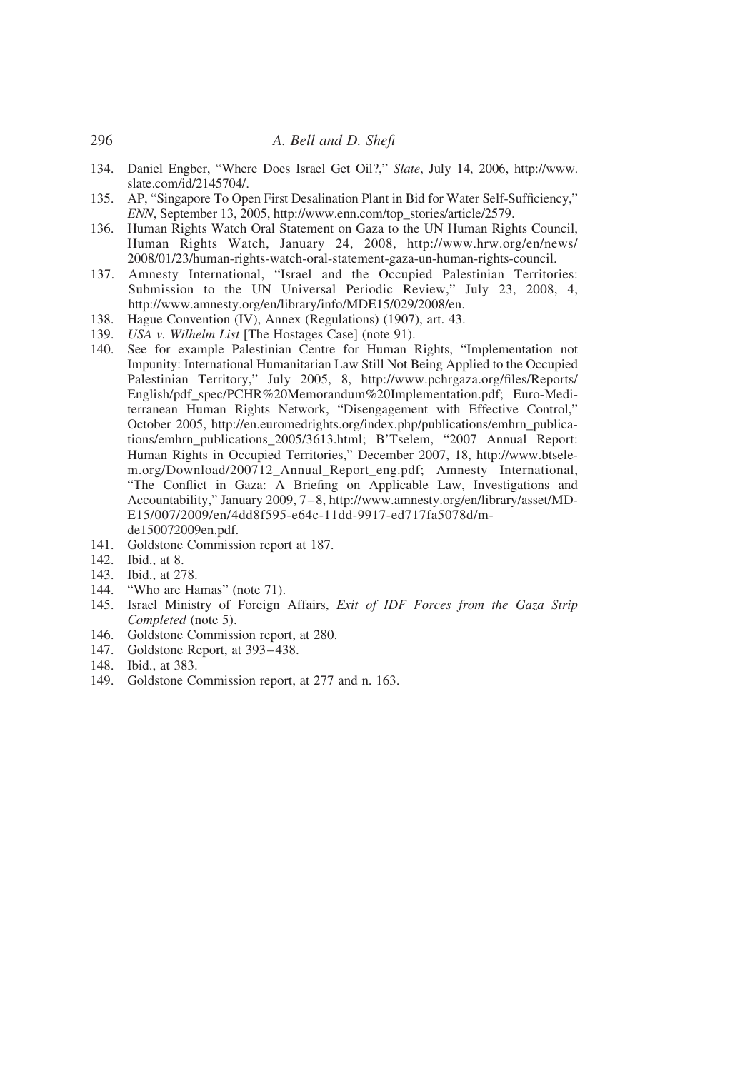134. Daniel Engber, "Where Does Israel Get Oil?," *Slate*, July 14, 2006, http://www.slate.com/id/2145704/.
135. AP, "Singapore To Open First Desalination Plant in Bid for Water Self-Sufficiency," *ENN*, September 13, 2005, http://www.enn.com/top_stories/article/2579.
136. Human Rights Watch Oral Statement on Gaza to the UN Human Rights Council, Human Rights Watch, January 24, 2008, http://www.hrw.org/en/news/2008/01/23/human-rights-watch-oral-statement-gaza-un-human-rights-council.
137. Amnesty International, "Israel and the Occupied Palestinian Territories: Submission to the UN Universal Periodic Review," July 23, 2008, 4, http://www.amnesty.org/en/library/info/MDE15/029/2008/en.
138. Hague Convention (IV), Annex (Regulations) (1907), art. 43.
139. *USA v. Wilhelm List* [The Hostages Case] (note 91).
140. See for example Palestinian Centre for Human Rights, "Implementation not Impunity: International Humanitarian Law Still Not Being Applied to the Occupied Palestinian Territory," July 2005, 8, http://www.pchrgaza.org/files/Reports/English/pdf_spec/PCHR%20Memorandum%20Implementation.pdf; Euro-Mediterranean Human Rights Network, "Disengagement with Effective Control," October 2005, http://en.euromedrights.org/index.php/publications/emhrn_publications/emhrn_publications_2005/3613.html; B'Tselem, "2007 Annual Report: Human Rights in Occupied Territories," December 2007, 18, http://www.btselem.org/Download/200712_Annual_Report_eng.pdf; Amnesty International, "The Conflict in Gaza: A Briefing on Applicable Law, Investigations and Accountability," January 2009, 7–8, http://www.amnesty.org/en/library/asset/MDE15/007/2009/en/4dd8f595-e64c-11dd-9917-ed717fa5078d/mde150072009en.pdf.
141. Goldstone Commission report at 187.
142. Ibid., at 8.
143. Ibid., at 278.
144. "Who are Hamas" (note 71).
145. Israel Ministry of Foreign Affairs, *Exit of IDF Forces from the Gaza Strip Completed* (note 5).
146. Goldstone Commission report, at 280.
147. Goldstone Report, at 393–438.
148. Ibid., at 383.
149. Goldstone Commission report, at 277 and n. 163.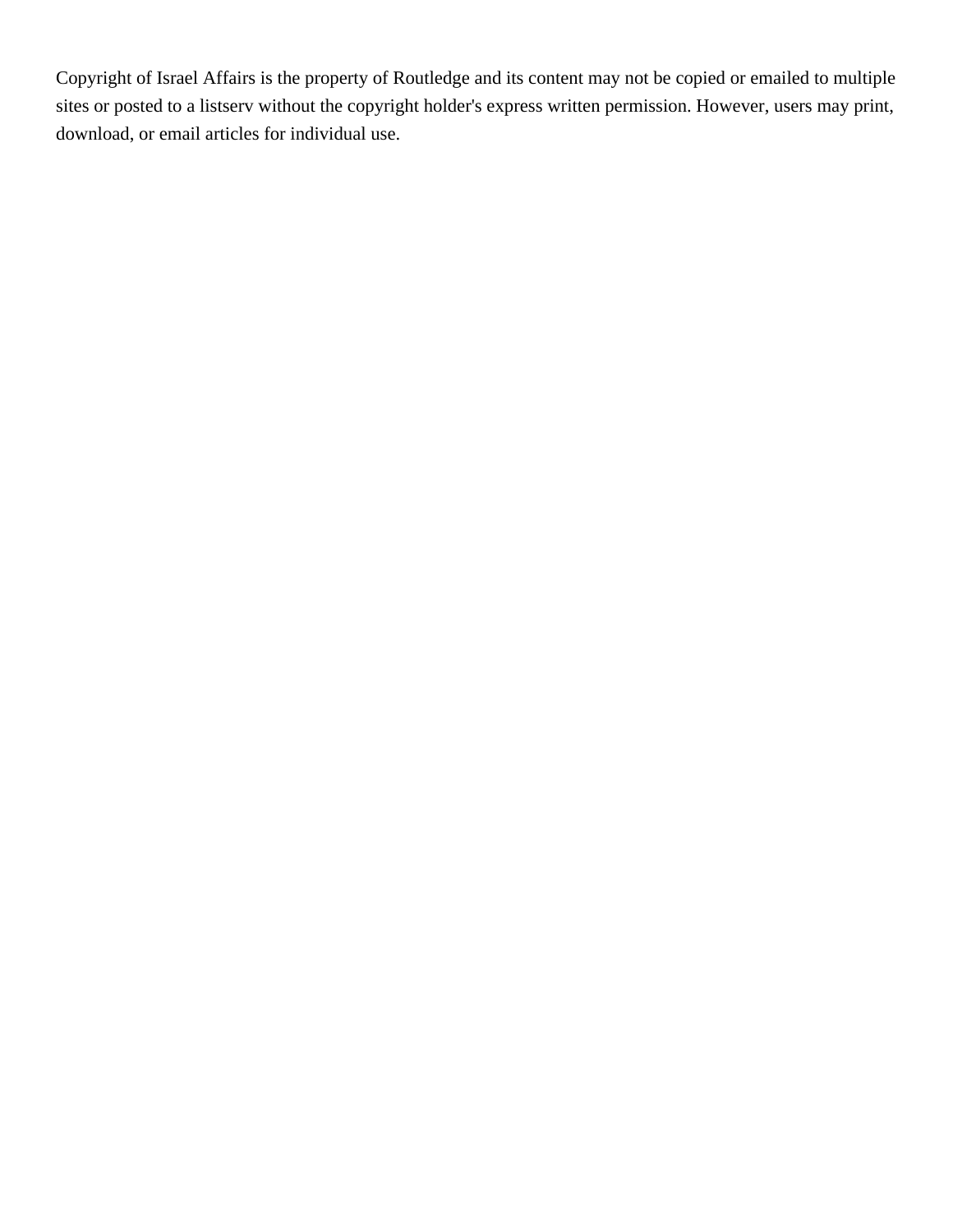Copyright of Israel Affairs is the property of Routledge and its content may not be copied or emailed to multiple sites or posted to a listserv without the copyright holder's express written permission. However, users may print, download, or email articles for individual use.